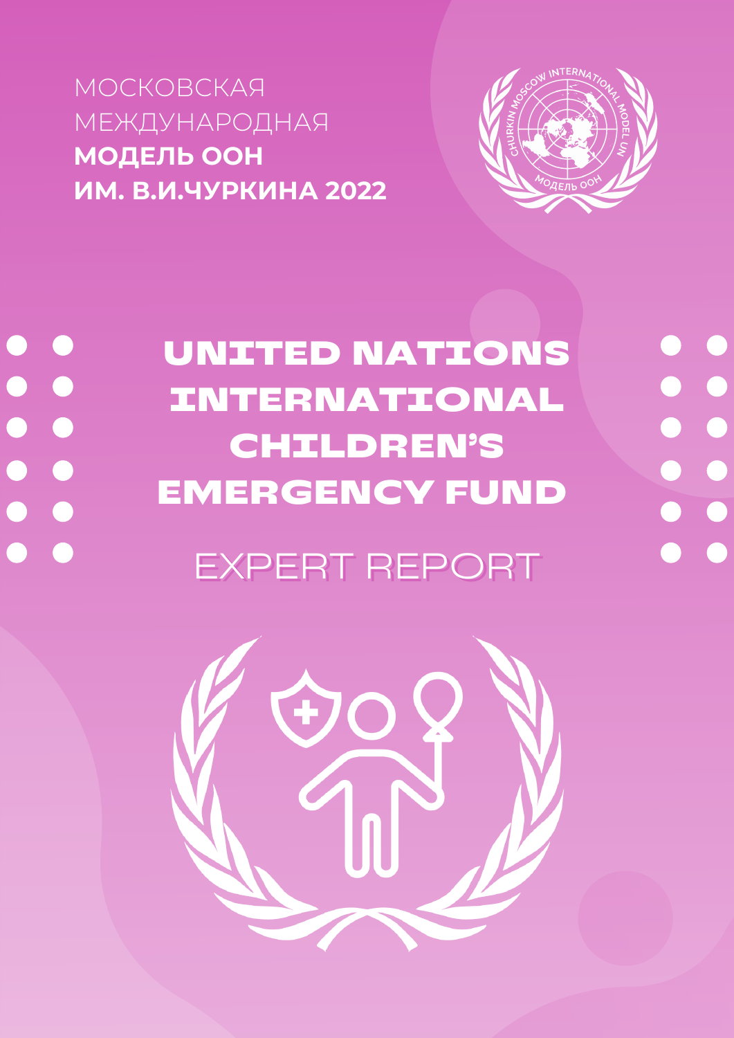МОСКОВСКАЯ
МЕЖДУНАРОДНАЯ
**МОДЕЛЬ ООН**
**ИМ. В.И.ЧУРКИНА 2022**

# UNITED NATIONS INTERNATIONAL CHILDREN'S EMERGENCY FUND

## EXPERT REPORT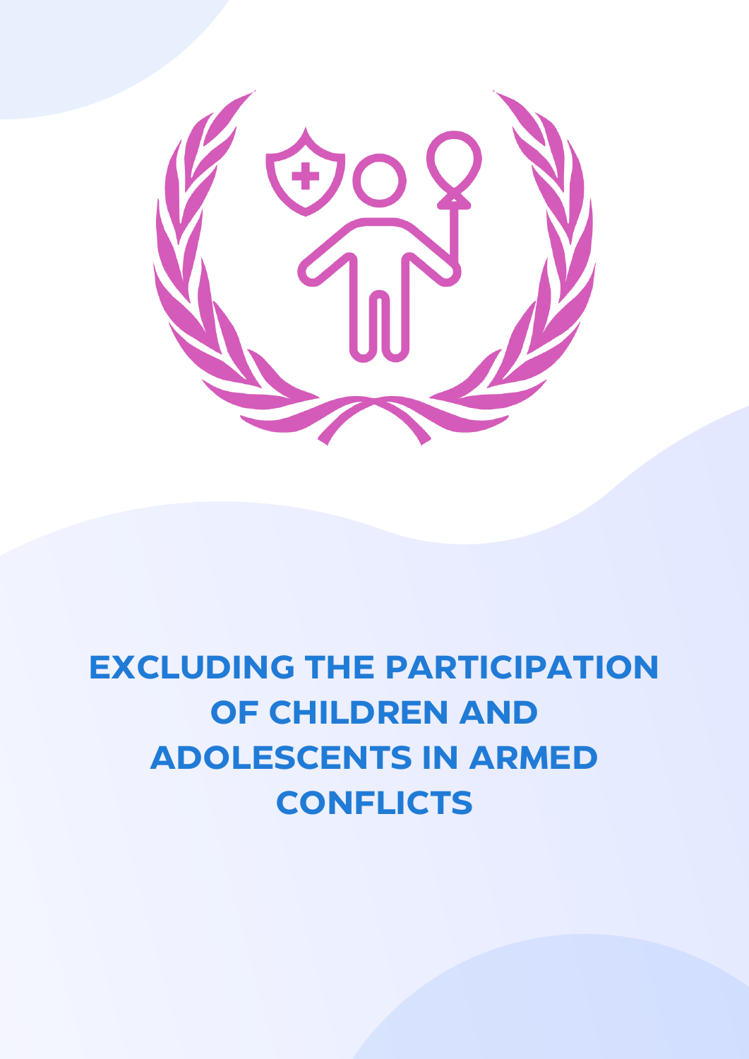# EXCLUDING THE PARTICIPATION OF CHILDREN AND ADOLESCENTS IN ARMED CONFLICTS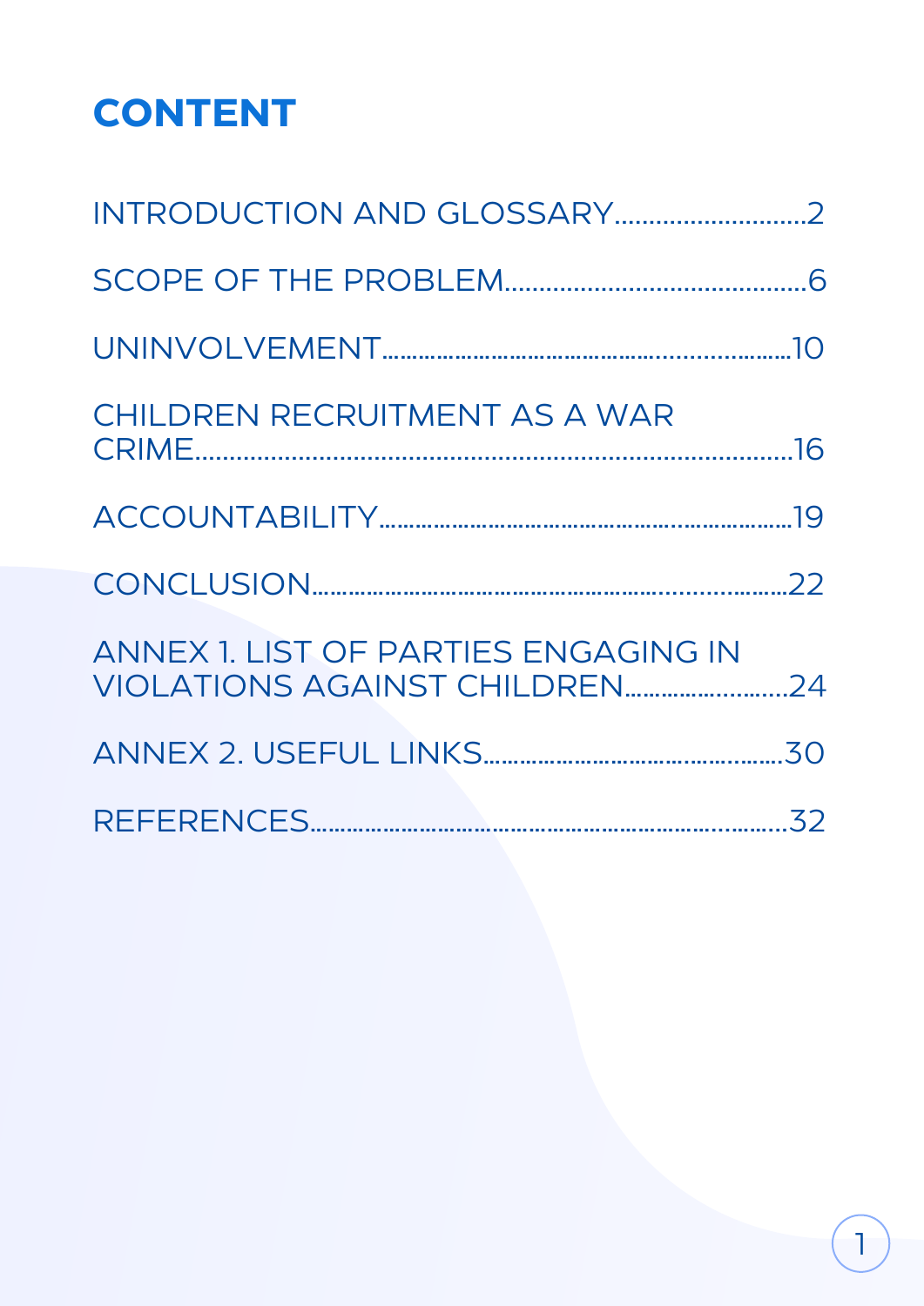# CONTENT

INTRODUCTION AND GLOSSARY............................2

SCOPE OF THE PROBLEM..........................................6

UNINVOLVEMENT...................................................................10

CHILDREN RECRUITMENT AS A WAR CRIME.........................................................................................16

ACCOUNTABILITY.................................................................19

CONCLUSION...........................................................................22

ANNEX 1. LIST OF PARTIES ENGAGING IN VIOLATIONS AGAINST CHILDREN..........................24

ANNEX 2. USEFUL LINKS...............................................30

REFERENCES.............................................................................32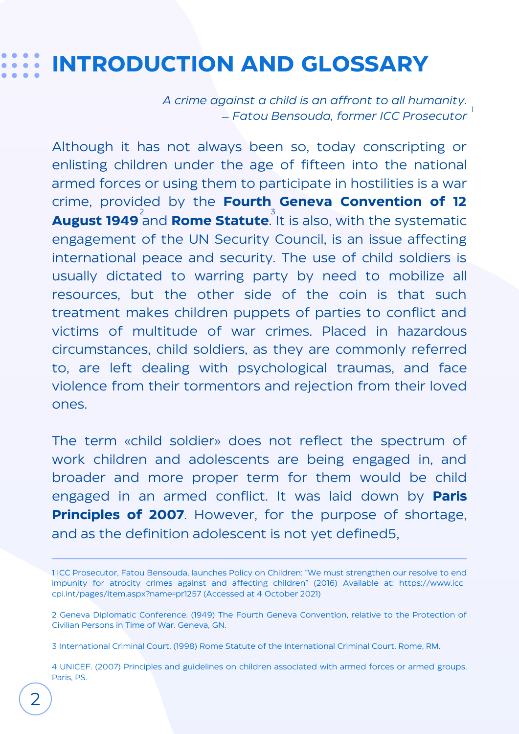# INTRODUCTION AND GLOSSARY

*A crime against a child is an affront to all humanity.*
*– Fatou Bensouda, former ICC Prosecutor* [1]

Although it has not always been so, today conscripting or enlisting children under the age of fifteen into the national armed forces or using them to participate in hostilities is a war crime, provided by the **Fourth Geneva Convention of 12 August 1949** [2] and **Rome Statute**[3]. It is also, with the systematic engagement of the UN Security Council, is an issue affecting international peace and security. The use of child soldiers is usually dictated to warring party by need to mobilize all resources, but the other side of the coin is that such treatment makes children puppets of parties to conflict and victims of multitude of war crimes. Placed in hazardous circumstances, child soldiers, as they are commonly referred to, are left dealing with psychological traumas, and face violence from their tormentors and rejection from their loved ones.

The term «child soldier» does not reflect the spectrum of work children and adolescents are being engaged in, and broader and more proper term for them would be child engaged in an armed conflict. It was laid down by **Paris Principles of 2007**. However, for the purpose of shortage, and as the definition adolescent is not yet defined5,

---

1 ICC Prosecutor, Fatou Bensouda, launches Policy on Children: "We must strengthen our resolve to end impunity for atrocity crimes against and affecting children" (2016) Available at: https://www.icc-cpi.int/pages/item.aspx?name=pr1257 (Accessed at 4 October 2021)

2 Geneva Diplomatic Conference. (1949) The Fourth Geneva Convention, relative to the Protection of Civilian Persons in Time of War. Geneva, GN.

3 International Criminal Court. (1998) Rome Statute of the International Criminal Court. Rome, RM.

4 UNICEF. (2007) Principles and guidelines on children associated with armed forces or armed groups. Paris, PS.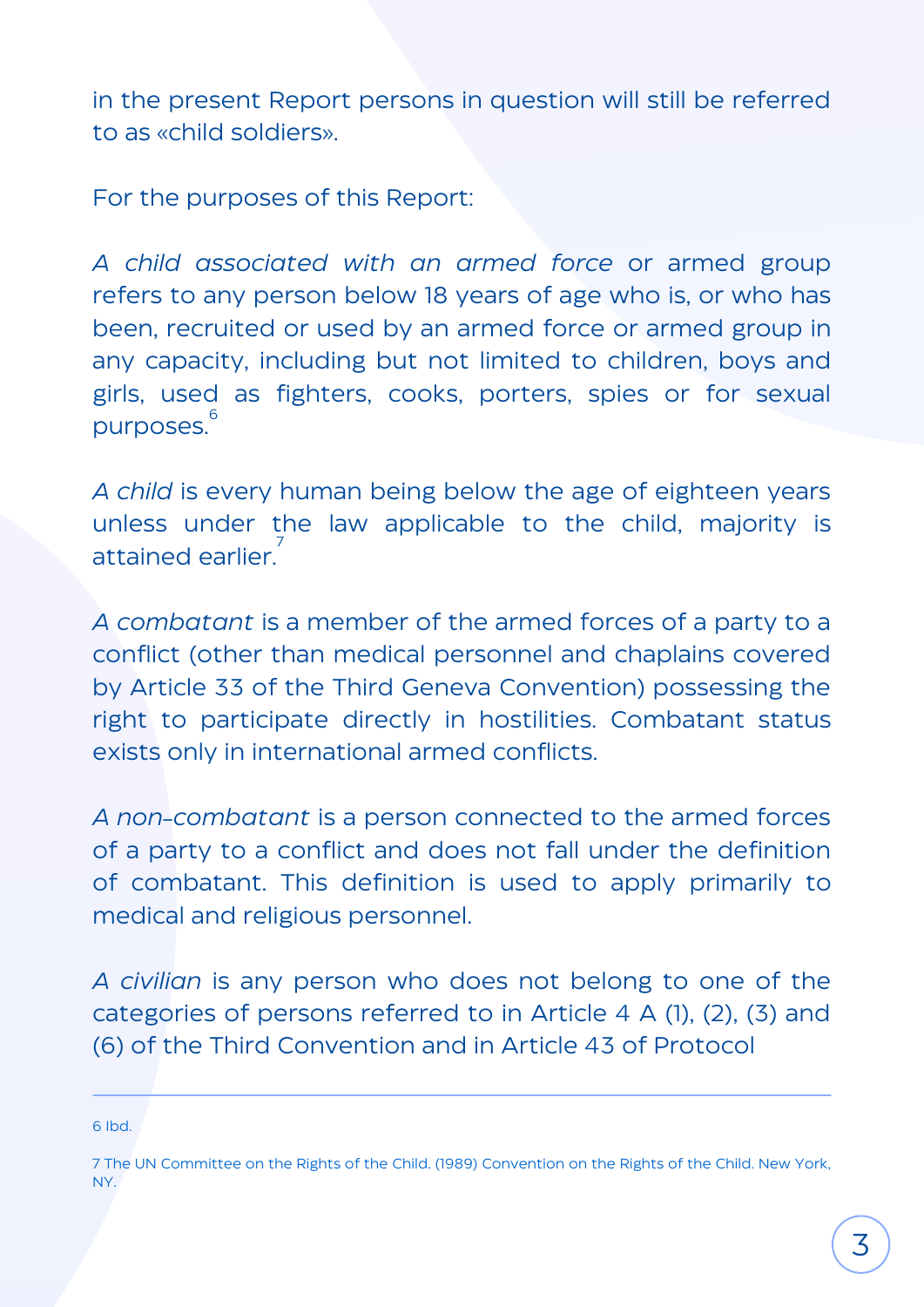in the present Report persons in question will still be referred to as «child soldiers».

For the purposes of this Report:

*A child associated with an armed force* or armed group refers to any person below 18 years of age who is, or who has been, recruited or used by an armed force or armed group in any capacity, including but not limited to children, boys and girls, used as fighters, cooks, porters, spies or for sexual purposes.[6]

*A child* is every human being below the age of eighteen years unless under the law applicable to the child, majority is attained earlier.[7]

*A combatant* is a member of the armed forces of a party to a conflict (other than medical personnel and chaplains covered by Article 33 of the Third Geneva Convention) possessing the right to participate directly in hostilities. Combatant status exists only in international armed conflicts.

*A non-combatant* is a person connected to the armed forces of a party to a conflict and does not fall under the definition of combatant. This definition is used to apply primarily to medical and religious personnel.

*A civilian* is any person who does not belong to one of the categories of persons referred to in Article 4 A (1), (2), (3) and (6) of the Third Convention and in Article 43 of Protocol

---

6 Ibd.

7 The UN Committee on the Rights of the Child. (1989) Convention on the Rights of the Child. New York, NY.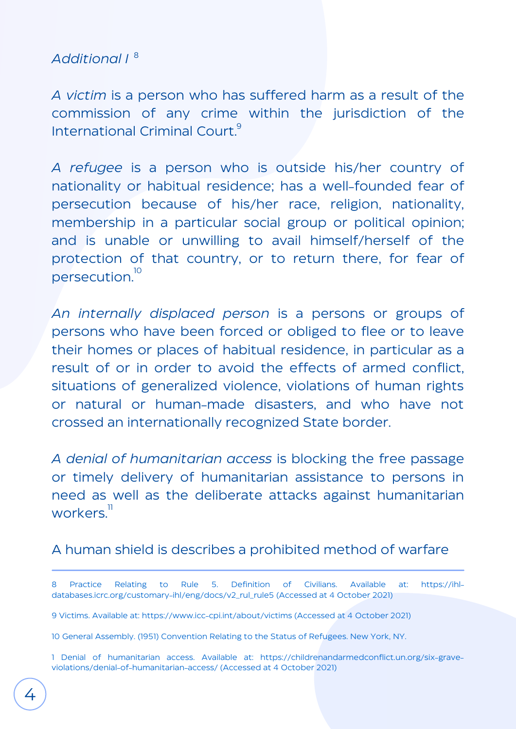*Additional I* [8]

*A victim* is a person who has suffered harm as a result of the commission of any crime within the jurisdiction of the International Criminal Court.[9]

*A refugee* is a person who is outside his/her country of nationality or habitual residence; has a well-founded fear of persecution because of his/her race, religion, nationality, membership in a particular social group or political opinion; and is unable or unwilling to avail himself/herself of the protection of that country, or to return there, for fear of persecution.[10]

*An internally displaced person* is a persons or groups of persons who have been forced or obliged to flee or to leave their homes or places of habitual residence, in particular as a result of or in order to avoid the effects of armed conflict, situations of generalized violence, violations of human rights or natural or human-made disasters, and who have not crossed an internationally recognized State border.

*A denial of humanitarian access* is blocking the free passage or timely delivery of humanitarian assistance to persons in need as well as the deliberate attacks against humanitarian workers.[11]

A human shield is describes a prohibited method of warfare

---

8 Practice Relating to Rule 5. Definition of Civilians. Available at: https://ihl-databases.icrc.org/customary-ihl/eng/docs/v2_rul_rule5 (Accessed at 4 October 2021)

9 Victims. Available at: https://www.icc-cpi.int/about/victims (Accessed at 4 October 2021)

10 General Assembly. (1951) Convention Relating to the Status of Refugees. New York, NY.

1 Denial of humanitarian access. Available at: https://childrenandarmedconflict.un.org/six-grave-violations/denial-of-humanitarian-access/ (Accessed at 4 October 2021)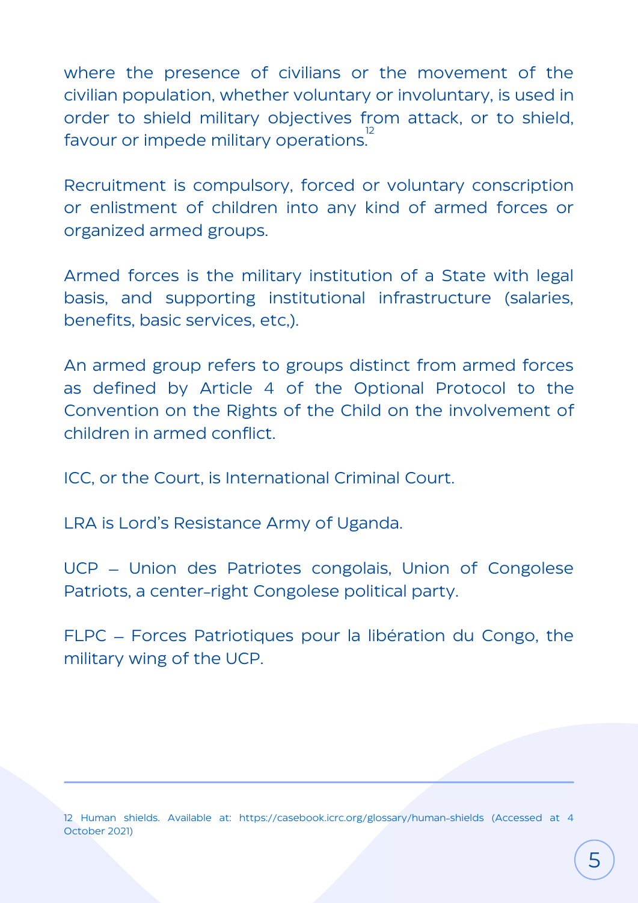where the presence of civilians or the movement of the civilian population, whether voluntary or involuntary, is used in order to shield military objectives from attack, or to shield, favour or impede military operations.[12]

Recruitment is compulsory, forced or voluntary conscription or enlistment of children into any kind of armed forces or organized armed groups.

Armed forces is the military institution of a State with legal basis, and supporting institutional infrastructure (salaries, benefits, basic services, etc,).

An armed group refers to groups distinct from armed forces as defined by Article 4 of the Optional Protocol to the Convention on the Rights of the Child on the involvement of children in armed conflict.

ICC, or the Court, is International Criminal Court.

LRA is Lord's Resistance Army of Uganda.

UCP – Union des Patriotes congolais, Union of Congolese Patriots, a center-right Congolese political party.

FLPC – Forces Patriotiques pour la libération du Congo, the military wing of the UCP.

---

12 Human shields. Available at: https://casebook.icrc.org/glossary/human-shields (Accessed at 4 October 2021)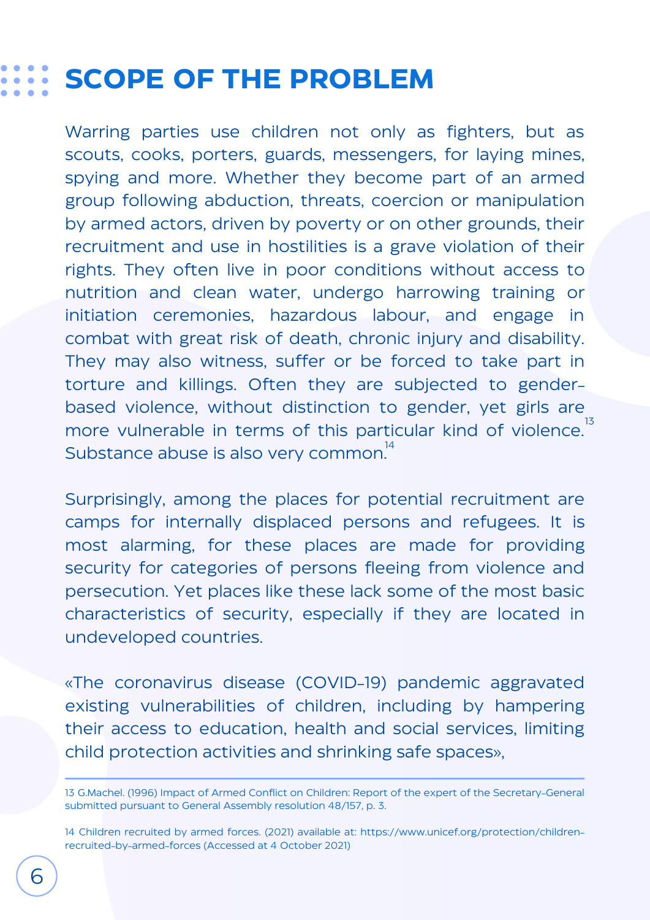## SCOPE OF THE PROBLEM

Warring parties use children not only as fighters, but as scouts, cooks, porters, guards, messengers, for laying mines, spying and more. Whether they become part of an armed group following abduction, threats, coercion or manipulation by armed actors, driven by poverty or on other grounds, their recruitment and use in hostilities is a grave violation of their rights. They often live in poor conditions without access to nutrition and clean water, undergo harrowing training or initiation ceremonies, hazardous labour, and engage in combat with great risk of death, chronic injury and disability. They may also witness, suffer or be forced to take part in torture and killings. Often they are subjected to gender-based violence, without distinction to gender, yet girls are more vulnerable in terms of this particular kind of violence.[13] Substance abuse is also very common.[14]

Surprisingly, among the places for potential recruitment are camps for internally displaced persons and refugees. It is most alarming, for these places are made for providing security for categories of persons fleeing from violence and persecution. Yet places like these lack some of the most basic characteristics of security, especially if they are located in undeveloped countries.

«The coronavirus disease (COVID-19) pandemic aggravated existing vulnerabilities of children, including by hampering their access to education, health and social services, limiting child protection activities and shrinking safe spaces»,

---

13 G.Machel. (1996) Impact of Armed Conflict on Children: Report of the expert of the Secretary-General submitted pursuant to General Assembly resolution 48/157, p. 3.

14 Children recruited by armed forces. (2021) available at: https://www.unicef.org/protection/children-recruited-by-armed-forces (Accessed at 4 October 2021)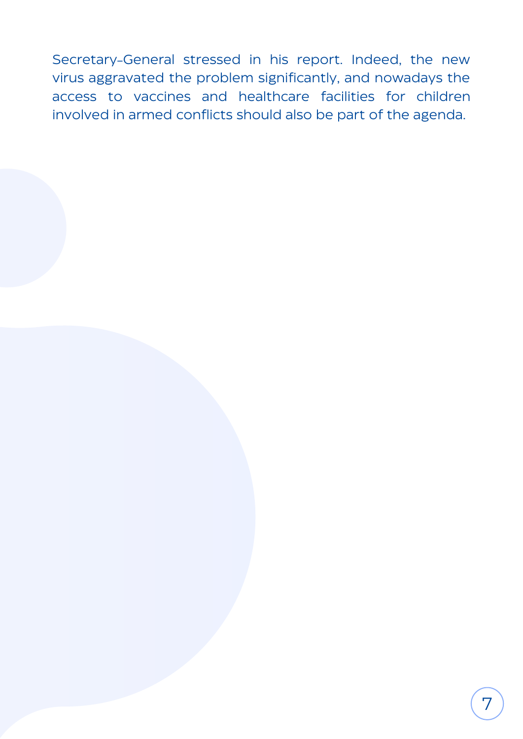Secretary-General stressed in his report. Indeed, the new virus aggravated the problem significantly, and nowadays the access to vaccines and healthcare facilities for children involved in armed conflicts should also be part of the agenda.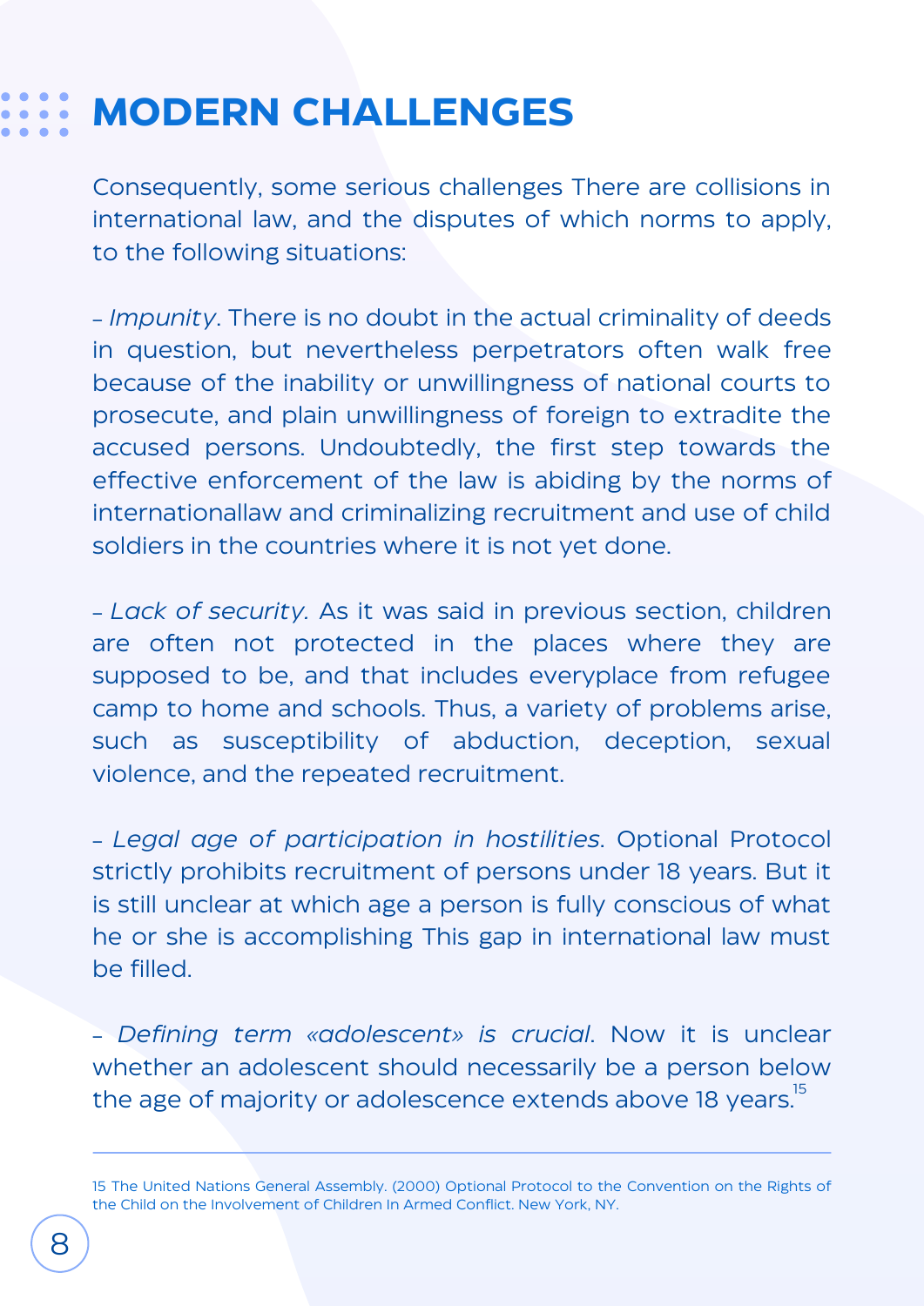# MODERN CHALLENGES

Consequently, some serious challenges There are collisions in international law, and the disputes of which norms to apply, to the following situations:

– *Impunity*. There is no doubt in the actual criminality of deeds in question, but nevertheless perpetrators often walk free because of the inability or unwillingness of national courts to prosecute, and plain unwillingness of foreign to extradite the accused persons. Undoubtedly, the first step towards the effective enforcement of the law is abiding by the norms of internationallaw and criminalizing recruitment and use of child soldiers in the countries where it is not yet done.

– *Lack of security.* As it was said in previous section, children are often not protected in the places where they are supposed to be, and that includes everyplace from refugee camp to home and schools. Thus, a variety of problems arise, such as susceptibility of abduction, deception, sexual violence, and the repeated recruitment.

– *Legal age of participation in hostilities*. Optional Protocol strictly prohibits recruitment of persons under 18 years. But it is still unclear at which age a person is fully conscious of what he or she is accomplishing This gap in international law must be filled.

– *Defining term «adolescent» is crucial*. Now it is unclear whether an adolescent should necessarily be a person below the age of majority or adolescence extends above 18 years.[15]

---

15 The United Nations General Assembly. (2000) Optional Protocol to the Convention on the Rights of the Child on the Involvement of Children In Armed Conflict. New York, NY.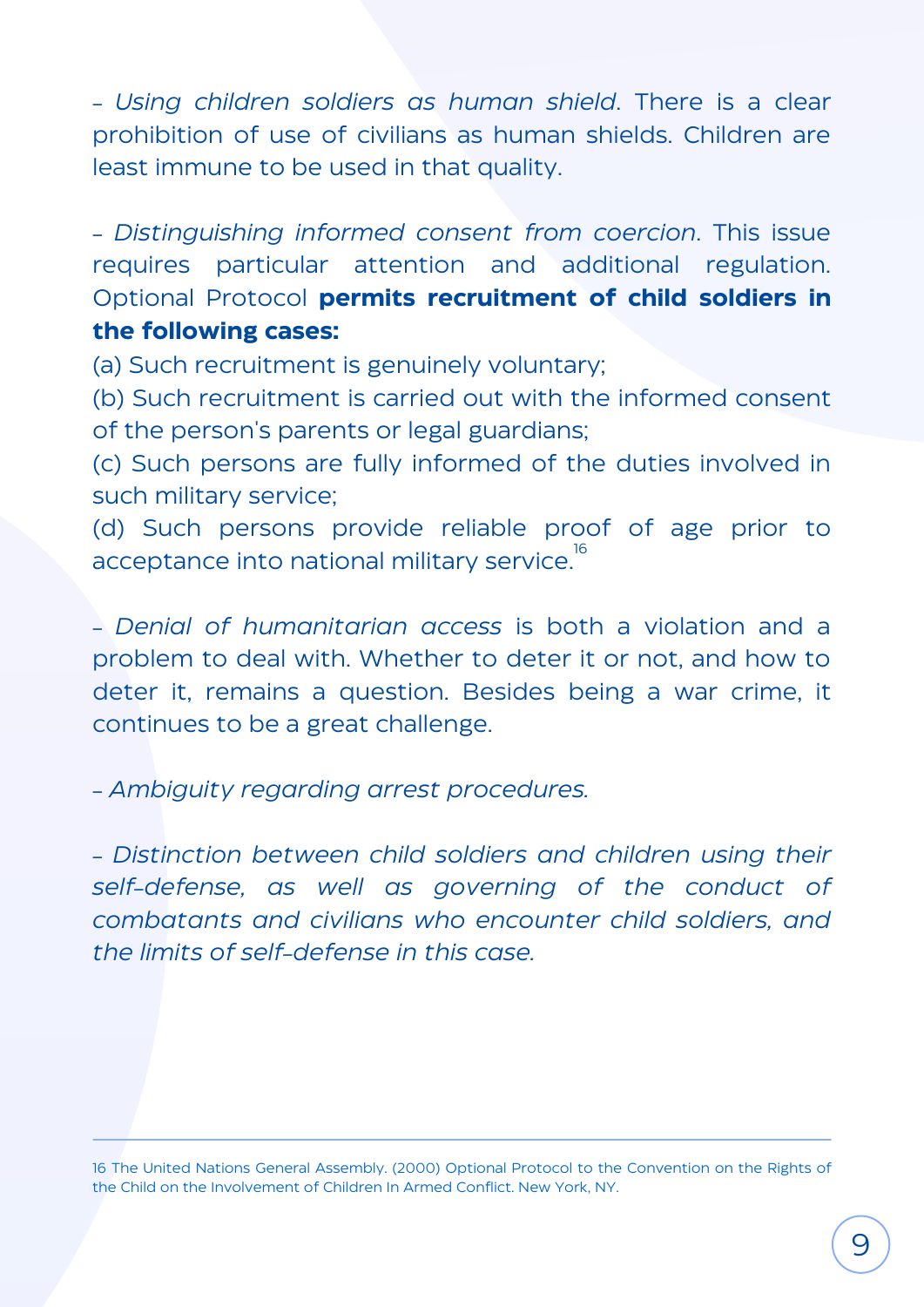– *Using children soldiers as human shield*. There is a clear prohibition of use of civilians as human shields. Children are least immune to be used in that quality.

– *Distinguishing informed consent from coercion*. This issue requires particular attention and additional regulation. Optional Protocol **permits recruitment of child soldiers in the following cases:**

(a) Such recruitment is genuinely voluntary;

(b) Such recruitment is carried out with the informed consent of the person's parents or legal guardians;

(c) Such persons are fully informed of the duties involved in such military service;

(d) Such persons provide reliable proof of age prior to acceptance into national military service.[16]

– *Denial of humanitarian access* is both a violation and a problem to deal with. Whether to deter it or not, and how to deter it, remains a question. Besides being a war crime, it continues to be a great challenge.

– *Ambiguity regarding arrest procedures.*

– *Distinction between child soldiers and children using their self-defense, as well as governing of the conduct of combatants and civilians who encounter child soldiers, and the limits of self-defense in this case.*

---

16 The United Nations General Assembly. (2000) Optional Protocol to the Convention on the Rights of the Child on the Involvement of Children In Armed Conflict. New York, NY.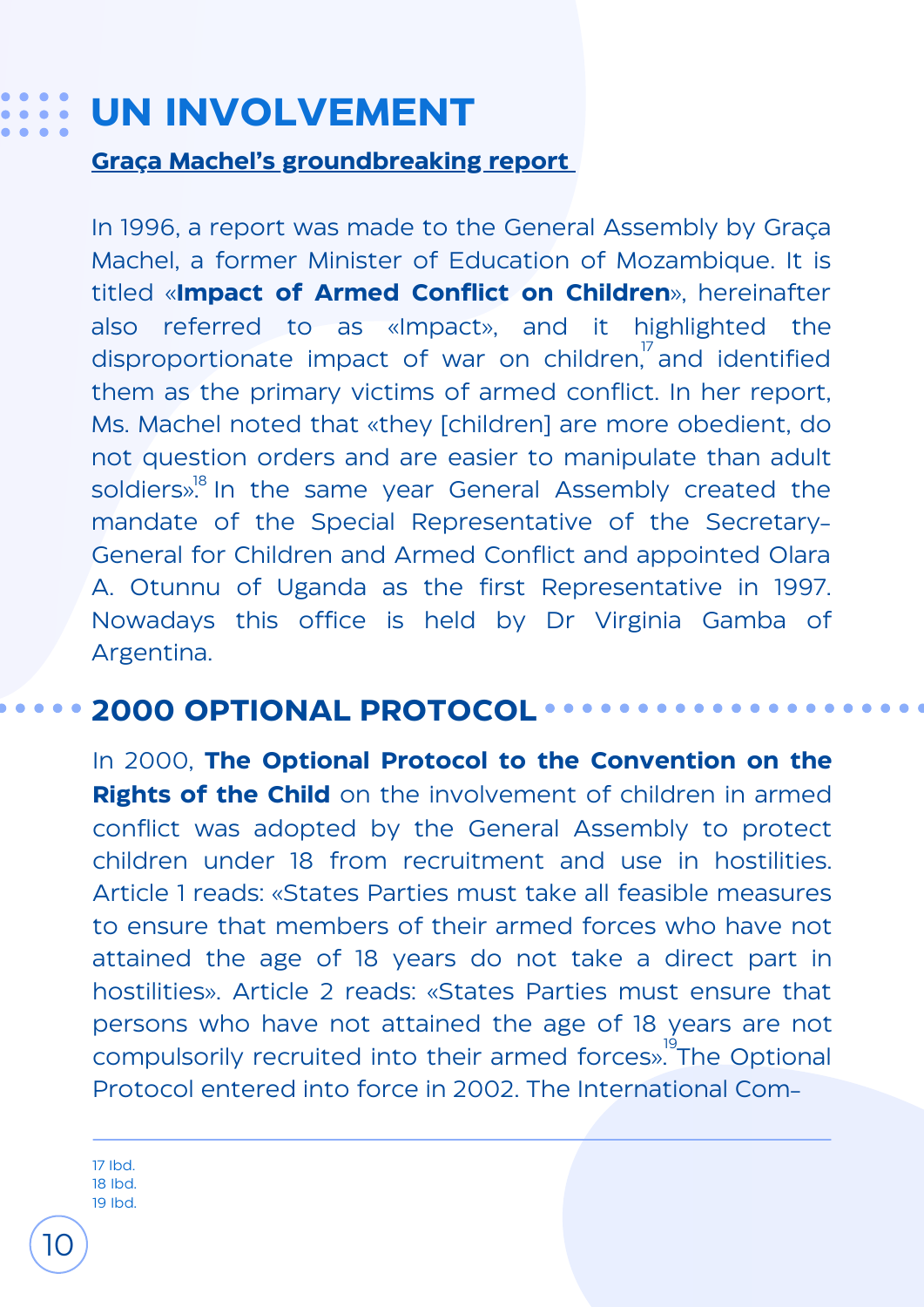# UN INVOLVEMENT

**Graça Machel's groundbreaking report**

In 1996, a report was made to the General Assembly by Graça Machel, a former Minister of Education of Mozambique. It is titled «**Impact of Armed Conflict on Children**», hereinafter also referred to as «Impact», and it highlighted the disproportionate impact of war on children,[17] and identified them as the primary victims of armed conflict. In her report, Ms. Machel noted that «they [children] are more obedient, do not question orders and are easier to manipulate than adult soldiers».[18] In the same year General Assembly created the mandate of the Special Representative of the Secretary-General for Children and Armed Conflict and appointed Olara A. Otunnu of Uganda as the first Representative in 1997. Nowadays this office is held by Dr Virginia Gamba of Argentina.

## 2000 OPTIONAL PROTOCOL

In 2000, **The Optional Protocol to the Convention on the Rights of the Child** on the involvement of children in armed conflict was adopted by the General Assembly to protect children under 18 from recruitment and use in hostilities. Article 1 reads: «States Parties must take all feasible measures to ensure that members of their armed forces who have not attained the age of 18 years do not take a direct part in hostilities». Article 2 reads: «States Parties must ensure that persons who have not attained the age of 18 years are not compulsorily recruited into their armed forces».[19] The Optional Protocol entered into force in 2002. The International Com-

17 Ibd.
18 Ibd.
19 Ibd.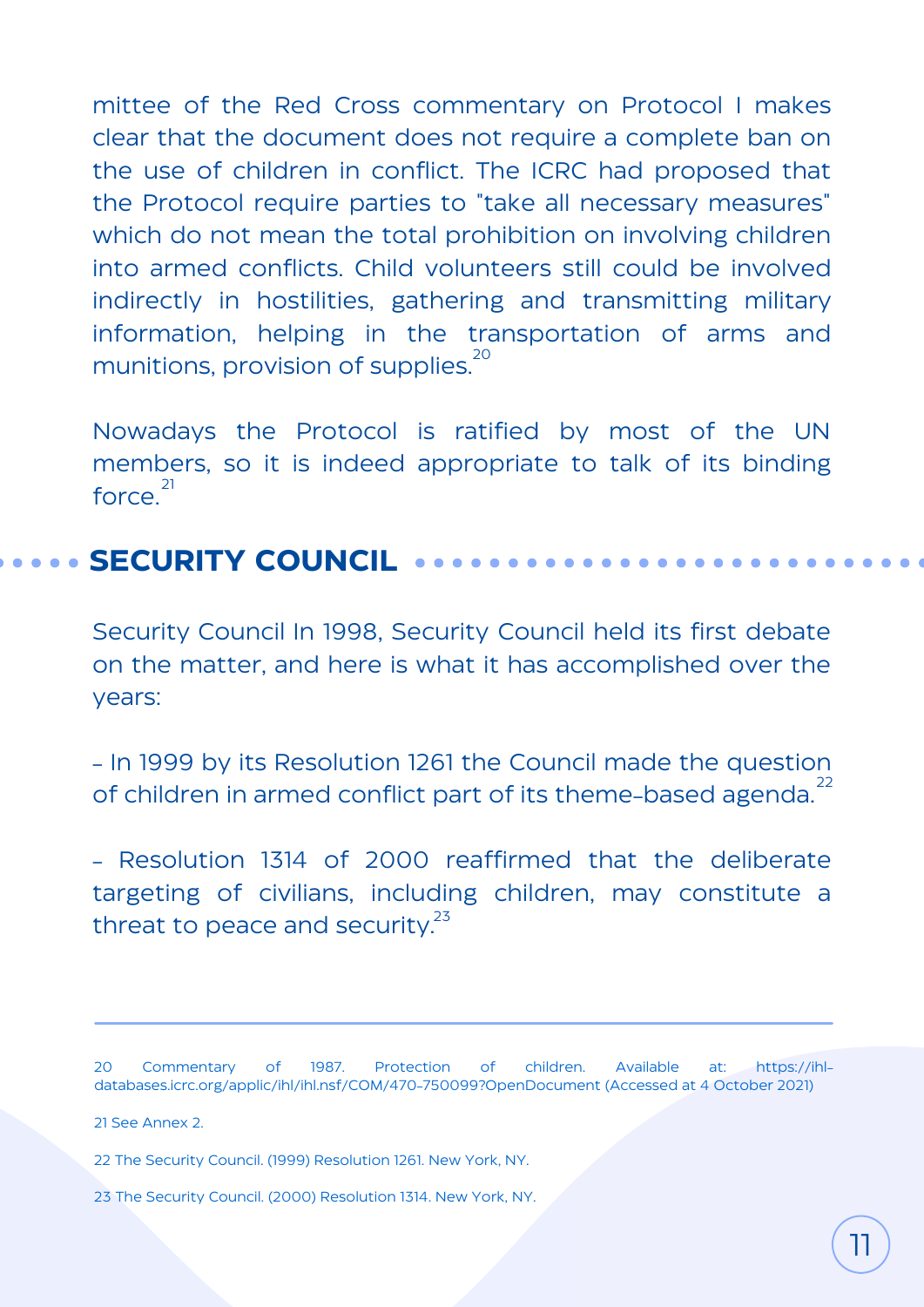mittee of the Red Cross commentary on Protocol I makes clear that the document does not require a complete ban on the use of children in conflict. The ICRC had proposed that the Protocol require parties to "take all necessary measures" which do not mean the total prohibition on involving children into armed conflicts. Child volunteers still could be involved indirectly in hostilities, gathering and transmitting military information, helping in the transportation of arms and munitions, provision of supplies.[20]

Nowadays the Protocol is ratified by most of the UN members, so it is indeed appropriate to talk of its binding force.[21]

## SECURITY COUNCIL

Security Council In 1998, Security Council held its first debate on the matter, and here is what it has accomplished over the years:

- In 1999 by its Resolution 1261 the Council made the question of children in armed conflict part of its theme-based agenda.[22]

- Resolution 1314 of 2000 reaffirmed that the deliberate targeting of civilians, including children, may constitute a threat to peace and security.[23]

---

20 Commentary of 1987. Protection of children. Available at: https://ihl-databases.icrc.org/applic/ihl/ihl.nsf/COM/470-750099?OpenDocument (Accessed at 4 October 2021)

21 See Annex 2.

22 The Security Council. (1999) Resolution 1261. New York, NY.

23 The Security Council. (2000) Resolution 1314. New York, NY.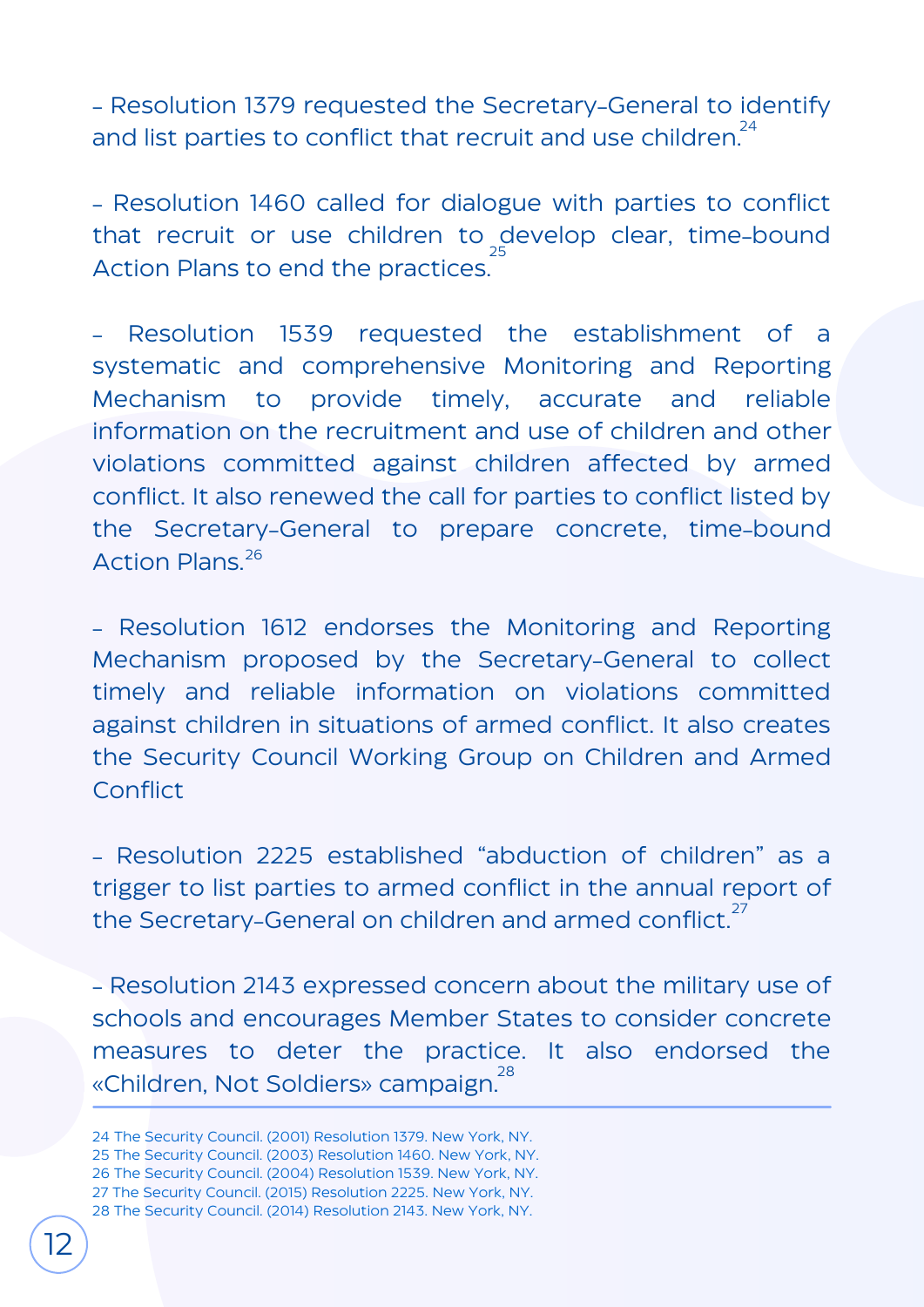- Resolution 1379 requested the Secretary-General to identify and list parties to conflict that recruit and use children.[24]

- Resolution 1460 called for dialogue with parties to conflict that recruit or use children to develop clear, time-bound Action Plans to end the practices.[25]

- Resolution 1539 requested the establishment of a systematic and comprehensive Monitoring and Reporting Mechanism to provide timely, accurate and reliable information on the recruitment and use of children and other violations committed against children affected by armed conflict. It also renewed the call for parties to conflict listed by the Secretary-General to prepare concrete, time-bound Action Plans.[26]

- Resolution 1612 endorses the Monitoring and Reporting Mechanism proposed by the Secretary-General to collect timely and reliable information on violations committed against children in situations of armed conflict. It also creates the Security Council Working Group on Children and Armed Conflict

- Resolution 2225 established "abduction of children" as a trigger to list parties to armed conflict in the annual report of the Secretary-General on children and armed conflict.[27]

- Resolution 2143 expressed concern about the military use of schools and encourages Member States to consider concrete measures to deter the practice. It also endorsed the «Children, Not Soldiers» campaign.[28]

---

24 The Security Council. (2001) Resolution 1379. New York, NY.
25 The Security Council. (2003) Resolution 1460. New York, NY.
26 The Security Council. (2004) Resolution 1539. New York, NY.
27 The Security Council. (2015) Resolution 2225. New York, NY.
28 The Security Council. (2014) Resolution 2143. New York, NY.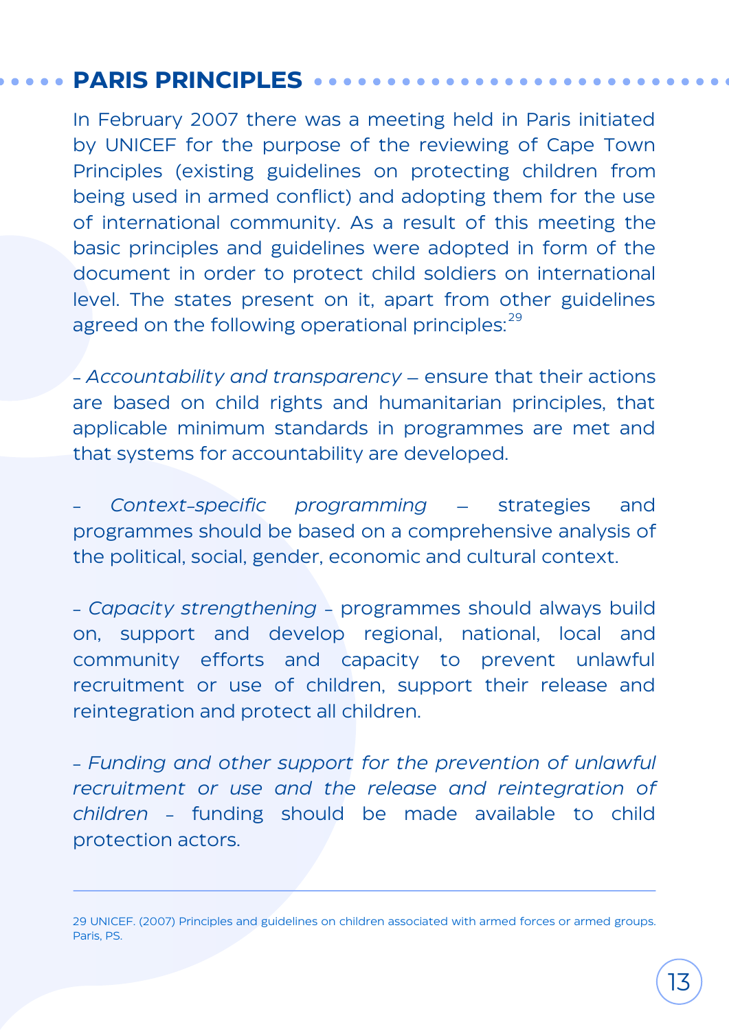## PARIS PRINCIPLES

In February 2007 there was a meeting held in Paris initiated by UNICEF for the purpose of the reviewing of Cape Town Principles (existing guidelines on protecting children from being used in armed conflict) and adopting them for the use of international community. As a result of this meeting the basic principles and guidelines were adopted in form of the document in order to protect child soldiers on international level. The states present on it, apart from other guidelines agreed on the following operational principles:[29]

- *Accountability and transparency* – ensure that their actions are based on child rights and humanitarian principles, that applicable minimum standards in programmes are met and that systems for accountability are developed.

- *Context-specific programming* – strategies and programmes should be based on a comprehensive analysis of the political, social, gender, economic and cultural context.

- *Capacity strengthening* – programmes should always build on, support and develop regional, national, local and community efforts and capacity to prevent unlawful recruitment or use of children, support their release and reintegration and protect all children.

- *Funding and other support for the prevention of unlawful recruitment or use and the release and reintegration of children* – funding should be made available to child protection actors.

---

29 UNICEF. (2007) Principles and guidelines on children associated with armed forces or armed groups. Paris, PS.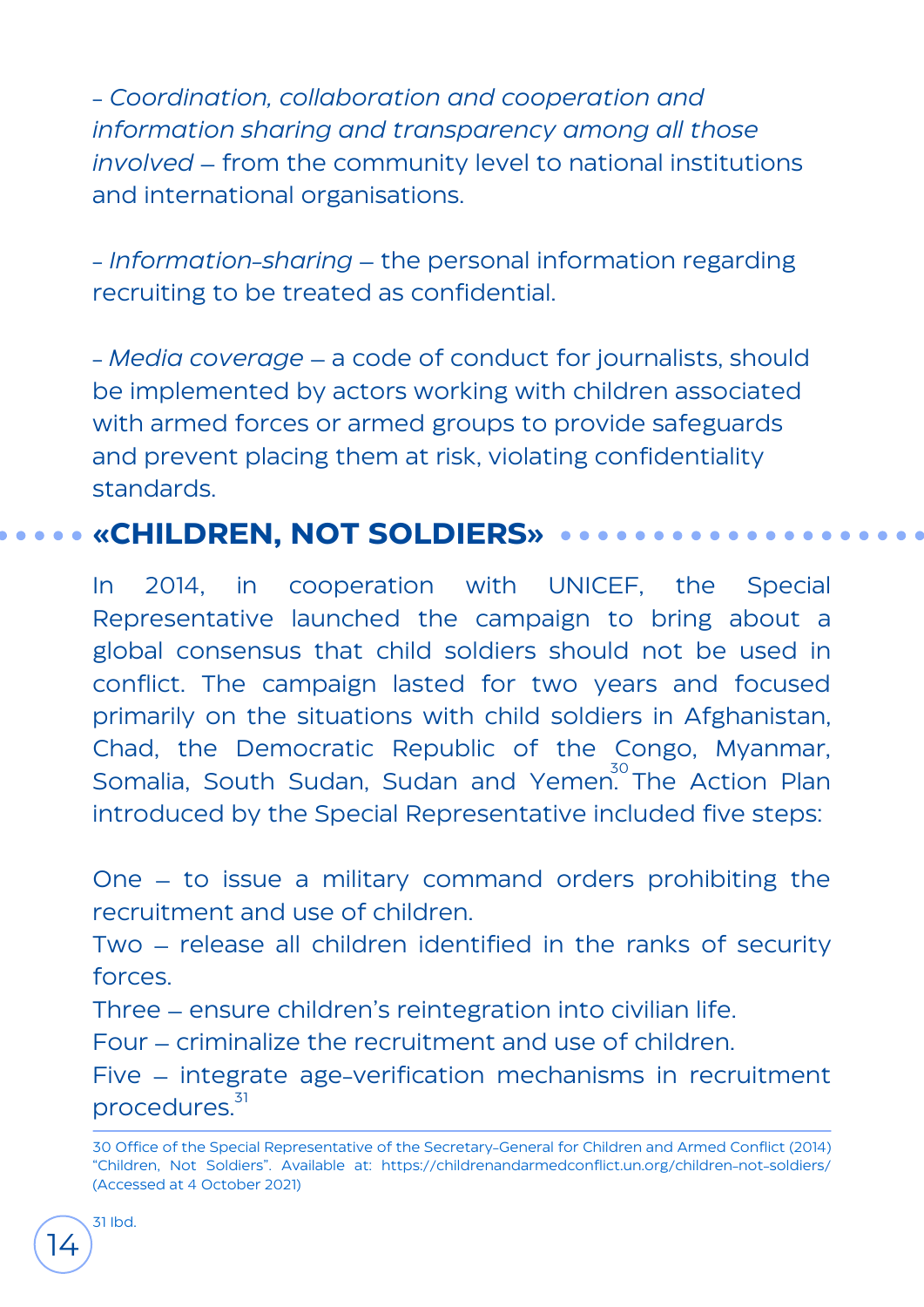- *Coordination, collaboration and cooperation and information sharing and transparency among all those involved* – from the community level to national institutions and international organisations.

- *Information-sharing* – the personal information regarding recruiting to be treated as confidential.

- *Media coverage* – a code of conduct for journalists, should be implemented by actors working with children associated with armed forces or armed groups to provide safeguards and prevent placing them at risk, violating confidentiality standards.

## «CHILDREN, NOT SOLDIERS»

In 2014, in cooperation with UNICEF, the Special Representative launched the campaign to bring about a global consensus that child soldiers should not be used in conflict. The campaign lasted for two years and focused primarily on the situations with child soldiers in Afghanistan, Chad, the Democratic Republic of the Congo, Myanmar, Somalia, South Sudan, Sudan and Yemen.[30] The Action Plan introduced by the Special Representative included five steps:

One – to issue a military command orders prohibiting the recruitment and use of children.
Two – release all children identified in the ranks of security forces.
Three – ensure children's reintegration into civilian life.
Four – criminalize the recruitment and use of children.
Five – integrate age-verification mechanisms in recruitment procedures.[31]

---

30 Office of the Special Representative of the Secretary-General for Children and Armed Conflict (2014) "Children, Not Soldiers". Available at: https://childrenandarmedconflict.un.org/children-not-soldiers/ (Accessed at 4 October 2021)

31 Ibd.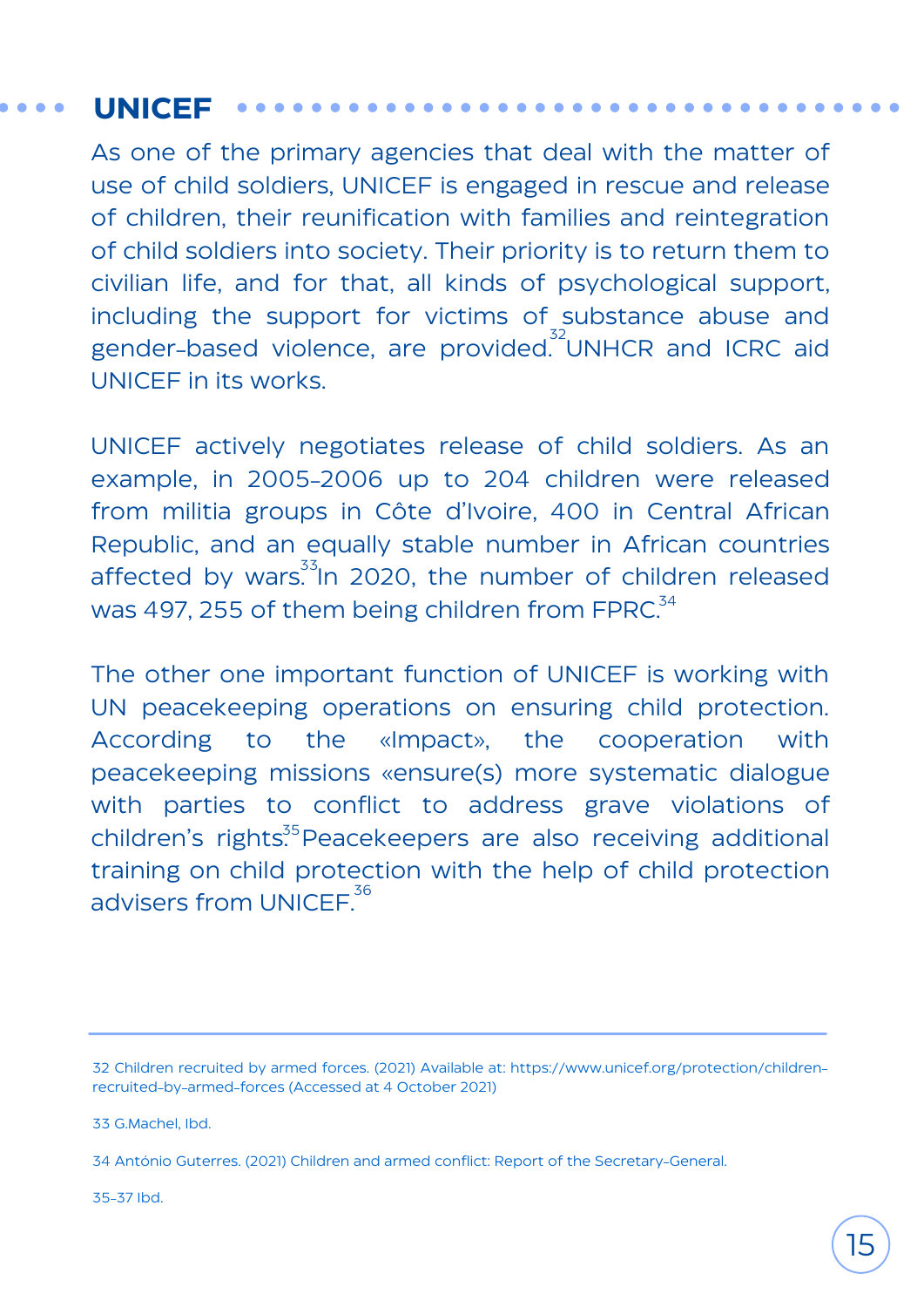## UNICEF

As one of the primary agencies that deal with the matter of use of child soldiers, UNICEF is engaged in rescue and release of children, their reunification with families and reintegration of child soldiers into society. Their priority is to return them to civilian life, and for that, all kinds of psychological support, including the support for victims of substance abuse and gender-based violence, are provided.[32] UNHCR and ICRC aid UNICEF in its works.

UNICEF actively negotiates release of child soldiers. As an example, in 2005-2006 up to 204 children were released from militia groups in Côte d'Ivoire, 400 in Central African Republic, and an equally stable number in African countries affected by wars.[33] In 2020, the number of children released was 497, 255 of them being children from FPRC.[34]

The other one important function of UNICEF is working with UN peacekeeping operations on ensuring child protection. According to the «Impact», the cooperation with peacekeeping missions «ensure(s) more systematic dialogue with parties to conflict to address grave violations of children's rights.[35] Peacekeepers are also receiving additional training on child protection with the help of child protection advisers from UNICEF.[36]

---

32 Children recruited by armed forces. (2021) Available at: https://www.unicef.org/protection/children-recruited-by-armed-forces (Accessed at 4 October 2021)

33 G.Machel, Ibd.

34 António Guterres. (2021) Children and armed conflict: Report of the Secretary-General.

35-37 Ibd.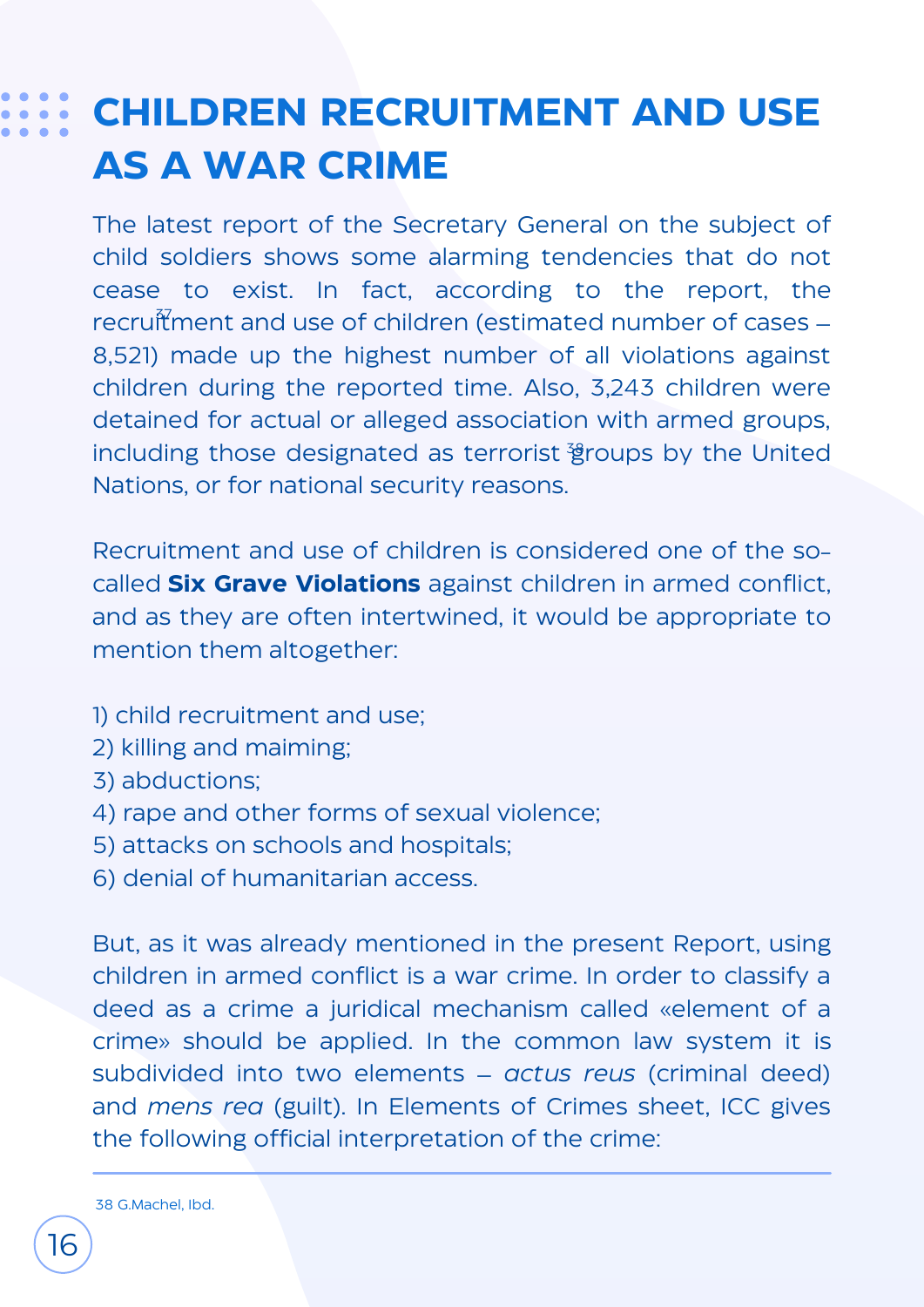# CHILDREN RECRUITMENT AND USE AS A WAR CRIME

The latest report of the Secretary General on the subject of child soldiers shows some alarming tendencies that do not cease to exist. In fact, according to the report, the recruitment[37] and use of children (estimated number of cases – 8,521) made up the highest number of all violations against children during the reported time. Also, 3,243 children were detained for actual or alleged association with armed groups, including those designated as terrorist groups[38] by the United Nations, or for national security reasons.

Recruitment and use of children is considered one of the so-called **Six Grave Violations** against children in armed conflict, and as they are often intertwined, it would be appropriate to mention them altogether:

1) child recruitment and use;
2) killing and maiming;
3) abductions;
4) rape and other forms of sexual violence;
5) attacks on schools and hospitals;
6) denial of humanitarian access.

But, as it was already mentioned in the present Report, using children in armed conflict is a war crime. In order to classify a deed as a crime a juridical mechanism called «element of a crime» should be applied. In the common law system it is subdivided into two elements – *actus reus* (criminal deed) and *mens rea* (guilt). In Elements of Crimes sheet, ICC gives the following official interpretation of the crime:

---

38 G.Machel, Ibd.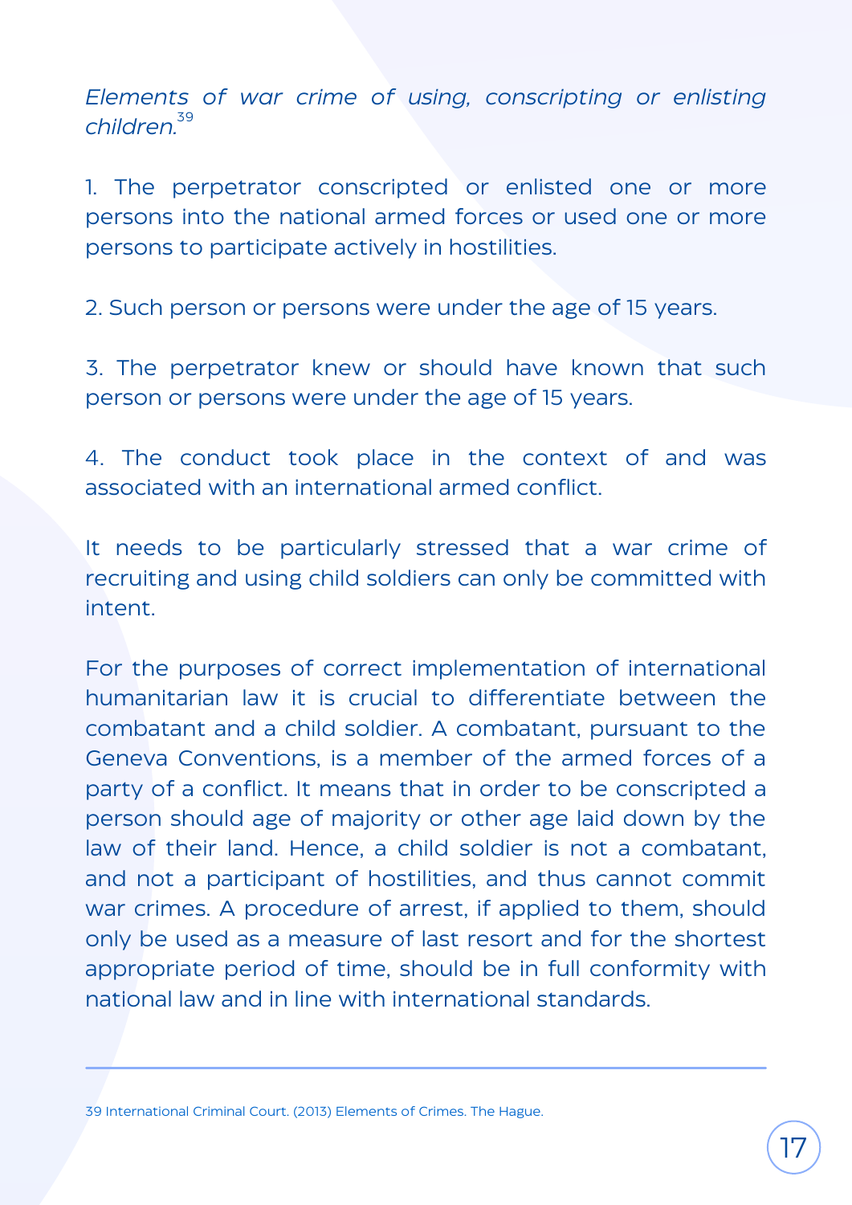*Elements of war crime of using, conscripting or enlisting children.*[39]

1. The perpetrator conscripted or enlisted one or more persons into the national armed forces or used one or more persons to participate actively in hostilities.

2. Such person or persons were under the age of 15 years.

3. The perpetrator knew or should have known that such person or persons were under the age of 15 years.

4. The conduct took place in the context of and was associated with an international armed conflict.

It needs to be particularly stressed that a war crime of recruiting and using child soldiers can only be committed with intent.

For the purposes of correct implementation of international humanitarian law it is crucial to differentiate between the combatant and a child soldier. A combatant, pursuant to the Geneva Conventions, is a member of the armed forces of a party of a conflict. It means that in order to be conscripted a person should age of majority or other age laid down by the law of their land. Hence, a child soldier is not a combatant, and not a participant of hostilities, and thus cannot commit war crimes. A procedure of arrest, if applied to them, should only be used as a measure of last resort and for the shortest appropriate period of time, should be in full conformity with national law and in line with international standards.

---

39 International Criminal Court. (2013) Elements of Crimes. The Hague.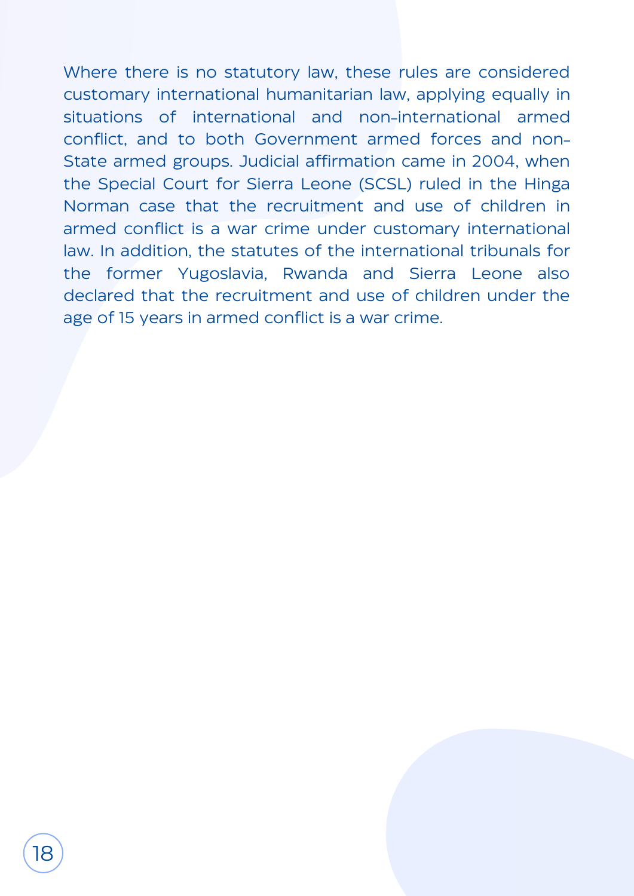Where there is no statutory law, these rules are considered customary international humanitarian law, applying equally in situations of international and non-international armed conflict, and to both Government armed forces and non-State armed groups. Judicial affirmation came in 2004, when the Special Court for Sierra Leone (SCSL) ruled in the Hinga Norman case that the recruitment and use of children in armed conflict is a war crime under customary international law. In addition, the statutes of the international tribunals for the former Yugoslavia, Rwanda and Sierra Leone also declared that the recruitment and use of children under the age of 15 years in armed conflict is a war crime.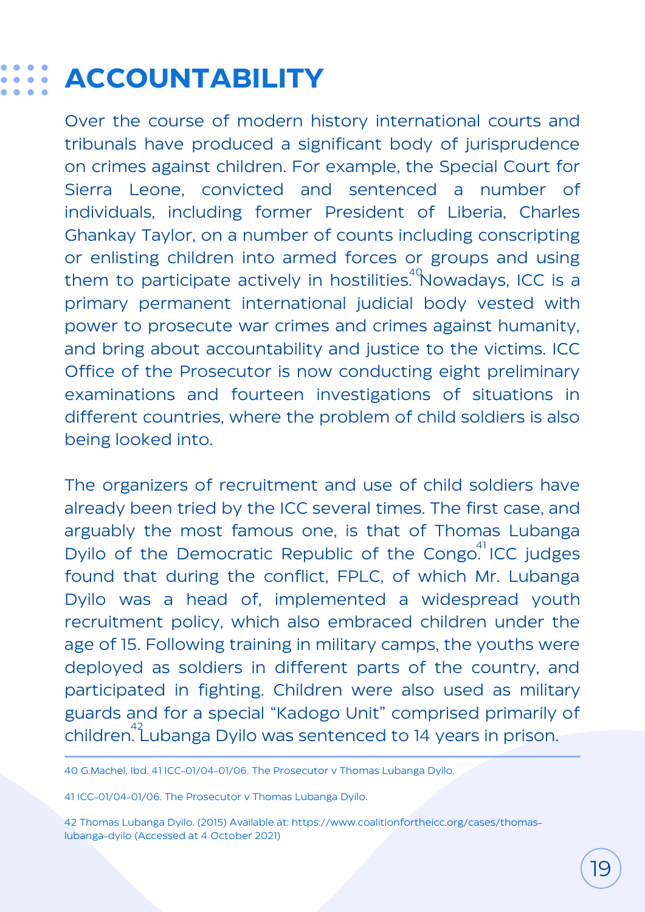# ACCOUNTABILITY

Over the course of modern history international courts and tribunals have produced a significant body of jurisprudence on crimes against children. For example, the Special Court for Sierra Leone, convicted and sentenced a number of individuals, including former President of Liberia, Charles Ghankay Taylor, on a number of counts including conscripting or enlisting children into armed forces or groups and using them to participate actively in hostilities.[40] Nowadays, ICC is a primary permanent international judicial body vested with power to prosecute war crimes and crimes against humanity, and bring about accountability and justice to the victims. ICC Office of the Prosecutor is now conducting eight preliminary examinations and fourteen investigations of situations in different countries, where the problem of child soldiers is also being looked into.

The organizers of recruitment and use of child soldiers have already been tried by the ICC several times. The first case, and arguably the most famous one, is that of Thomas Lubanga Dyilo of the Democratic Republic of the Congo.[41] ICC judges found that during the conflict, FPLC, of which Mr. Lubanga Dyilo was a head of, implemented a widespread youth recruitment policy, which also embraced children under the age of 15. Following training in military camps, the youths were deployed as soldiers in different parts of the country, and participated in fighting. Children were also used as military guards and for a special "Kadogo Unit" comprised primarily of children.[42] Lubanga Dyilo was sentenced to 14 years in prison.

---

40 G.Machel, Ibd. 41 ICC-01/04-01/06. The Prosecutor v Thomas Lubanga Dyilo.

41 ICC-01/04-01/06. The Prosecutor v Thomas Lubanga Dyilo.

42 Thomas Lubanga Dyilo. (2015) Available at: https://www.coalitionfortheicc.org/cases/thomas-lubanga-dyilo (Accessed at 4 October 2021)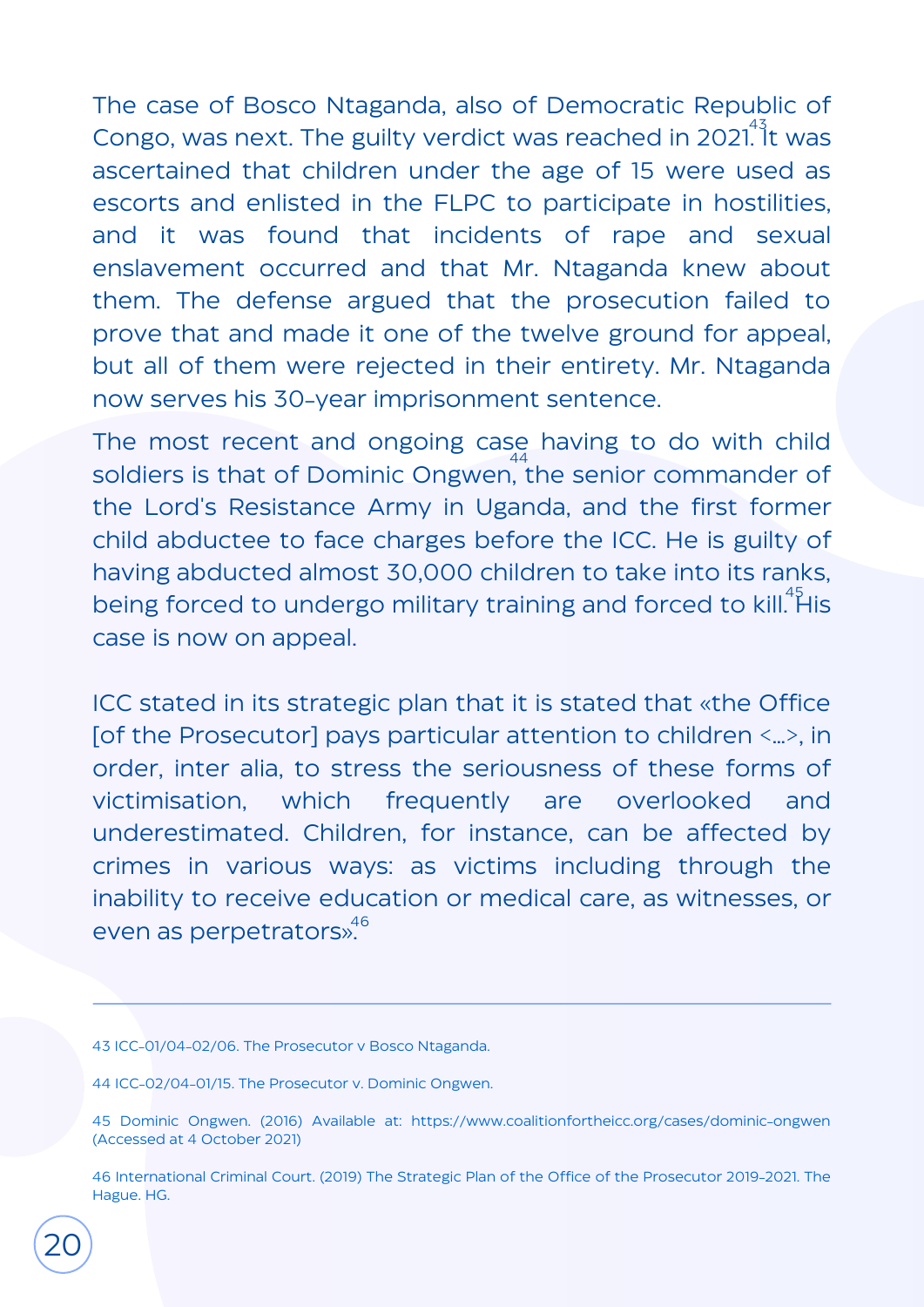The case of Bosco Ntaganda, also of Democratic Republic of Congo, was next. The guilty verdict was reached in 2021.[43] It was ascertained that children under the age of 15 were used as escorts and enlisted in the FLPC to participate in hostilities, and it was found that incidents of rape and sexual enslavement occurred and that Mr. Ntaganda knew about them. The defense argued that the prosecution failed to prove that and made it one of the twelve ground for appeal, but all of them were rejected in their entirety. Mr. Ntaganda now serves his 30-year imprisonment sentence.

The most recent and ongoing case having to do with child soldiers is that of Dominic Ongwen,[44] the senior commander of the Lord's Resistance Army in Uganda, and the first former child abductee to face charges before the ICC. He is guilty of having abducted almost 30,000 children to take into its ranks, being forced to undergo military training and forced to kill.[45] His case is now on appeal.

ICC stated in its strategic plan that it is stated that «the Office [of the Prosecutor] pays particular attention to children <…>, in order, inter alia, to stress the seriousness of these forms of victimisation, which frequently are overlooked and underestimated. Children, for instance, can be affected by crimes in various ways: as victims including through the inability to receive education or medical care, as witnesses, or even as perpetrators».[46]

---

43 ICC-01/04-02/06. The Prosecutor v Bosco Ntaganda.

44 ICC-02/04-01/15. The Prosecutor v. Dominic Ongwen.

45 Dominic Ongwen. (2016) Available at: https://www.coalitionfortheicc.org/cases/dominic-ongwen (Accessed at 4 October 2021)

46 International Criminal Court. (2019) The Strategic Plan of the Office of the Prosecutor 2019-2021. The Hague. HG.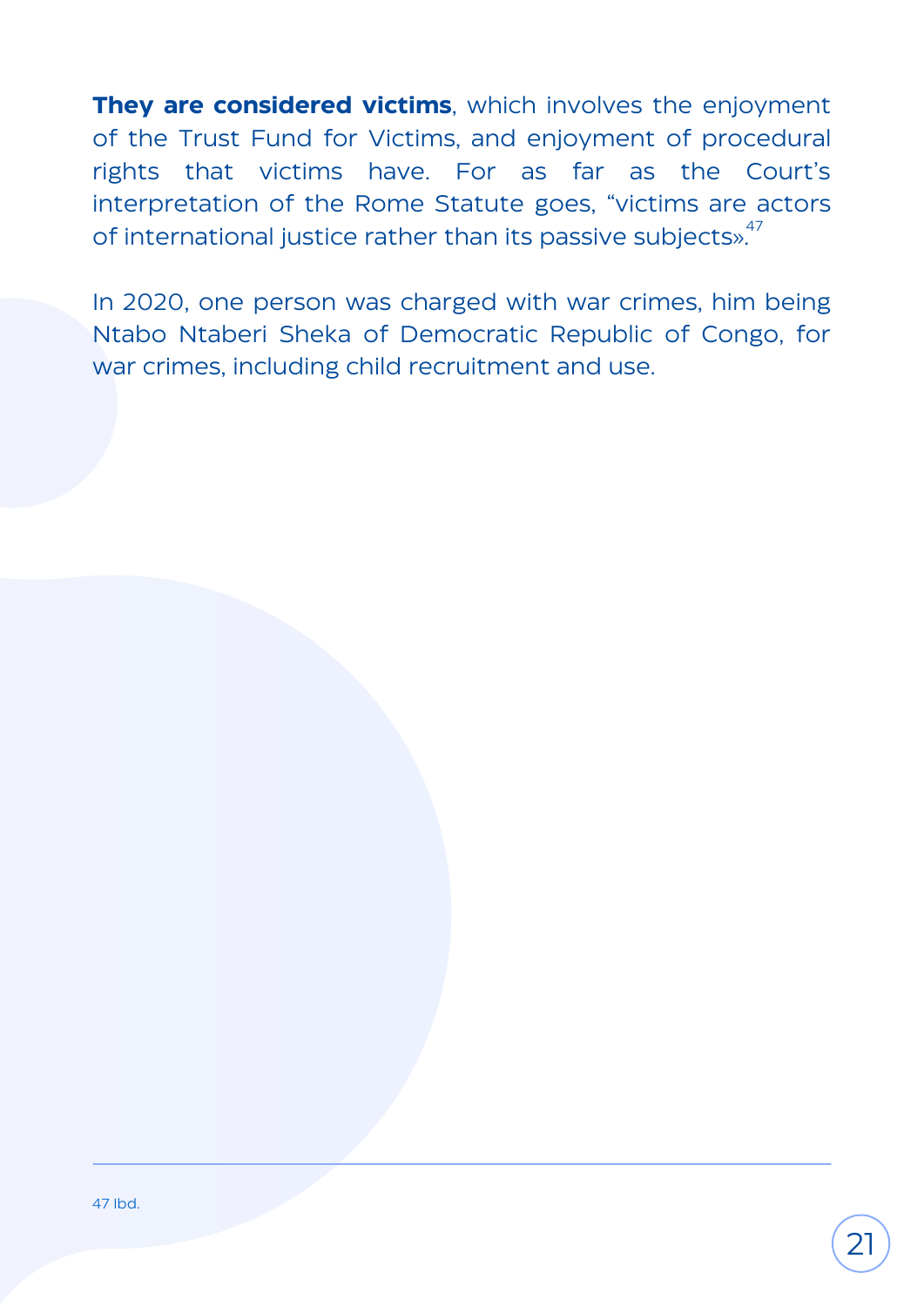**They are considered victims**, which involves the enjoyment of the Trust Fund for Victims, and enjoyment of procedural rights that victims have. For as far as the Court's interpretation of the Rome Statute goes, "victims are actors of international justice rather than its passive subjects».[47]

In 2020, one person was charged with war crimes, him being Ntabo Ntaberi Sheka of Democratic Republic of Congo, for war crimes, including child recruitment and use.

---

47 Ibd.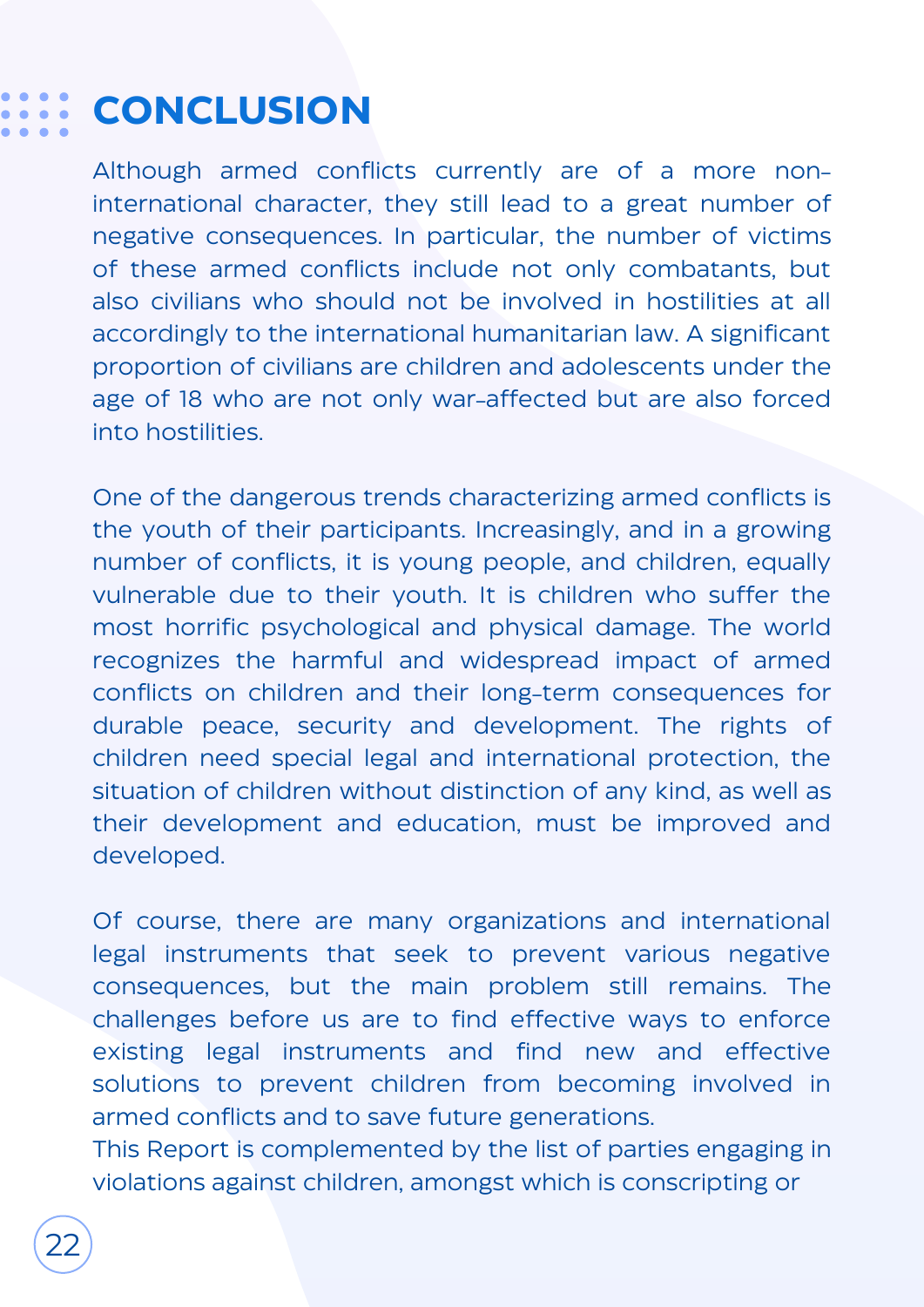# CONCLUSION

Although armed conflicts currently are of a more non-international character, they still lead to a great number of negative consequences. In particular, the number of victims of these armed conflicts include not only combatants, but also civilians who should not be involved in hostilities at all accordingly to the international humanitarian law. A significant proportion of civilians are children and adolescents under the age of 18 who are not only war-affected but are also forced into hostilities.

One of the dangerous trends characterizing armed conflicts is the youth of their participants. Increasingly, and in a growing number of conflicts, it is young people, and children, equally vulnerable due to their youth. It is children who suffer the most horrific psychological and physical damage. The world recognizes the harmful and widespread impact of armed conflicts on children and their long-term consequences for durable peace, security and development. The rights of children need special legal and international protection, the situation of children without distinction of any kind, as well as their development and education, must be improved and developed.

Of course, there are many organizations and international legal instruments that seek to prevent various negative consequences, but the main problem still remains. The challenges before us are to find effective ways to enforce existing legal instruments and find new and effective solutions to prevent children from becoming involved in armed conflicts and to save future generations.
This Report is complemented by the list of parties engaging in violations against children, amongst which is conscripting or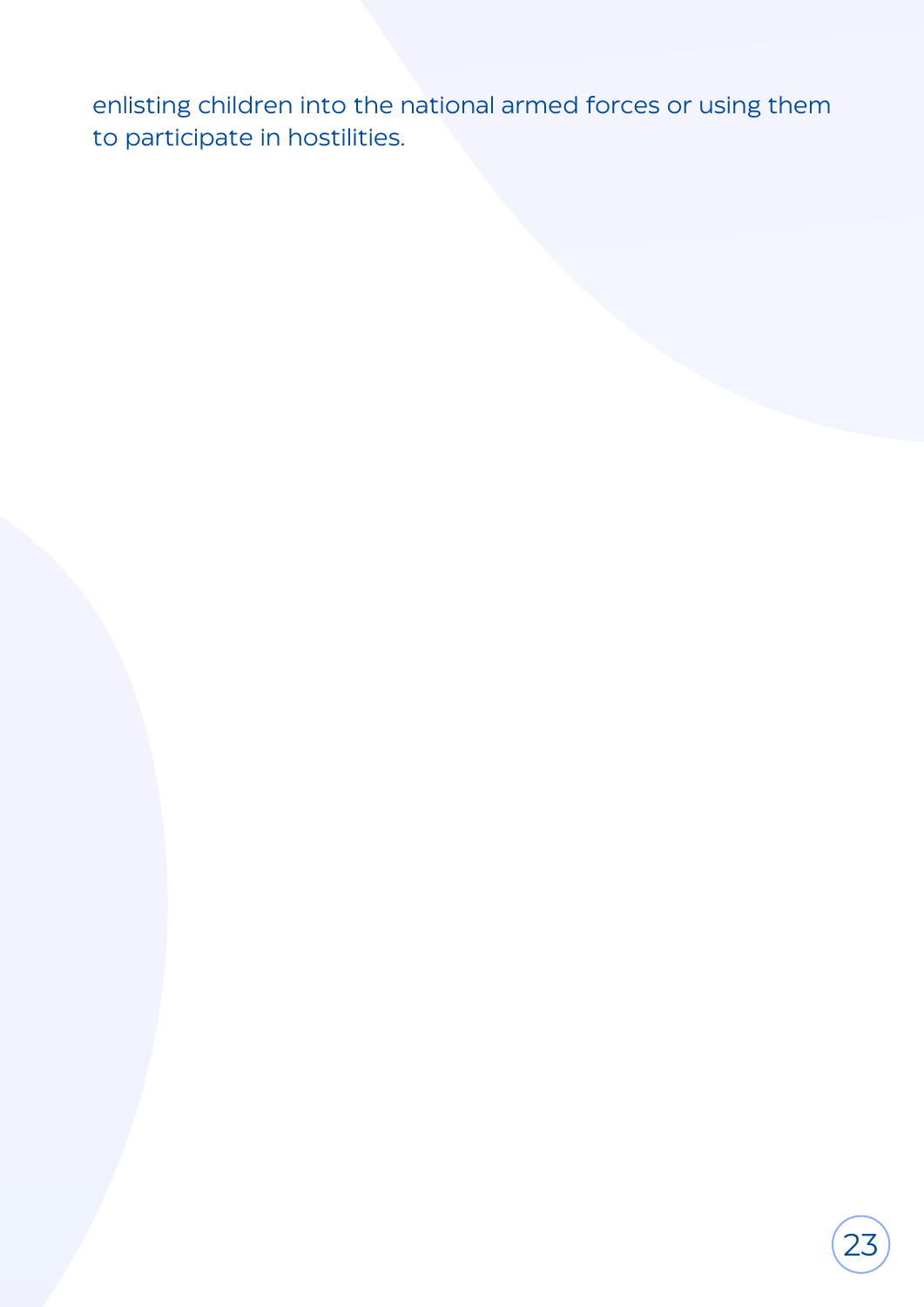enlisting children into the national armed forces or using them to participate in hostilities.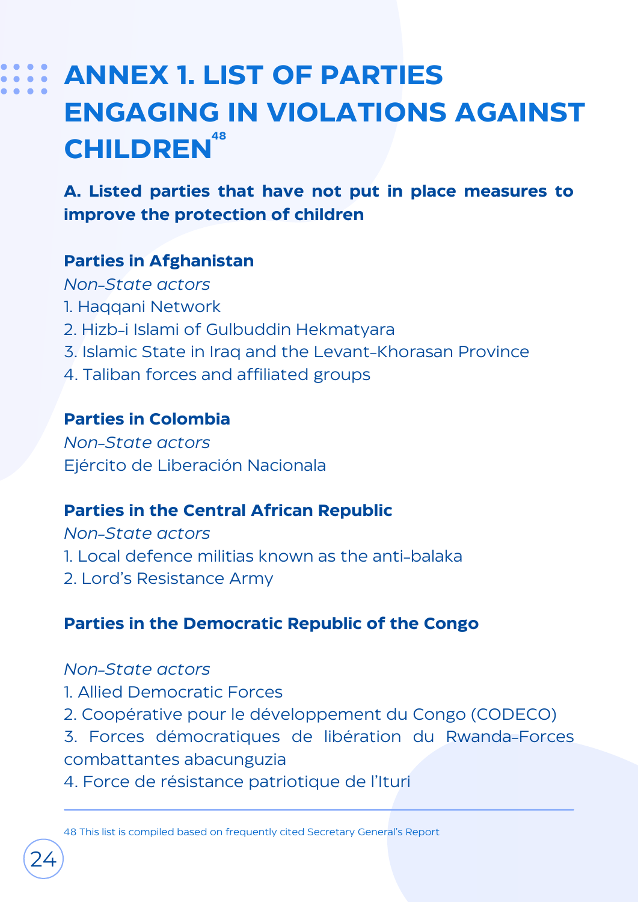# ANNEX 1. LIST OF PARTIES ENGAGING IN VIOLATIONS AGAINST CHILDREN[48]

**A. Listed parties that have not put in place measures to improve the protection of children**

**Parties in Afghanistan**

*Non-State actors*

1. Haqqani Network
2. Hizb-i Islami of Gulbuddin Hekmatyara
3. Islamic State in Iraq and the Levant-Khorasan Province
4. Taliban forces and affiliated groups

**Parties in Colombia**

*Non-State actors*

Ejército de Liberación Nacionala

**Parties in the Central African Republic**

*Non-State actors*

1. Local defence militias known as the anti-balaka
2. Lord's Resistance Army

**Parties in the Democratic Republic of the Congo**

*Non-State actors*

1. Allied Democratic Forces
2. Coopérative pour le développement du Congo (CODECO)
3. Forces démocratiques de libération du Rwanda-Forces combattantes abacunguzia
4. Force de résistance patriotique de l'Ituri

---

48 This list is compiled based on frequently cited Secretary General's Report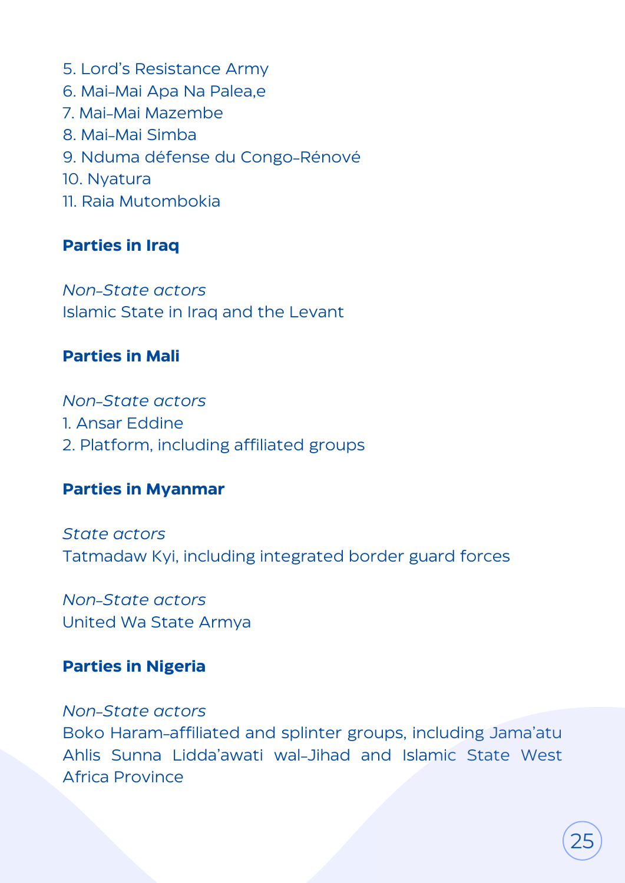5. Lord's Resistance Army
6. Mai-Mai Apa Na Palea,e
7. Mai-Mai Mazembe
8. Mai-Mai Simba
9. Nduma défense du Congo-Rénové
10. Nyatura
11. Raia Mutombokia

**Parties in Iraq**

*Non-State actors*
Islamic State in Iraq and the Levant

**Parties in Mali**

*Non-State actors*
1. Ansar Eddine
2. Platform, including affiliated groups

**Parties in Myanmar**

*State actors*
Tatmadaw Kyi, including integrated border guard forces

*Non-State actors*
United Wa State Armya

**Parties in Nigeria**

*Non-State actors*
Boko Haram-affiliated and splinter groups, including Jama'atu Ahlis Sunna Lidda'awati wal-Jihad and Islamic State West Africa Province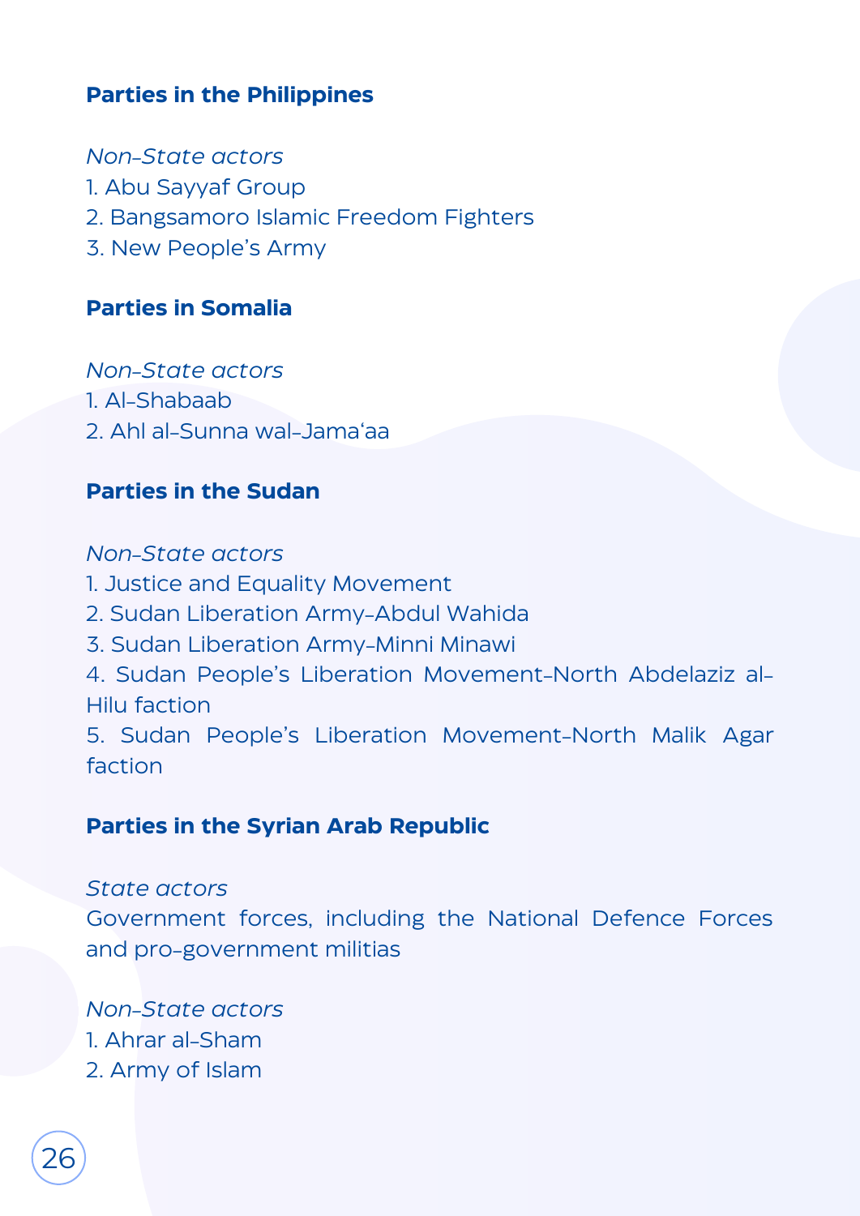### Parties in the Philippines

*Non-State actors*

1. Abu Sayyaf Group
2. Bangsamoro Islamic Freedom Fighters
3. New People's Army

### Parties in Somalia

*Non-State actors*

1. Al-Shabaab
2. Ahl al-Sunna wal-Jama'aa

### Parties in the Sudan

*Non-State actors*

1. Justice and Equality Movement
2. Sudan Liberation Army-Abdul Wahida
3. Sudan Liberation Army-Minni Minawi
4. Sudan People's Liberation Movement-North Abdelaziz al-Hilu faction
5. Sudan People's Liberation Movement-North Malik Agar faction

### Parties in the Syrian Arab Republic

*State actors*

Government forces, including the National Defence Forces and pro-government militias

*Non-State actors*

1. Ahrar al-Sham
2. Army of Islam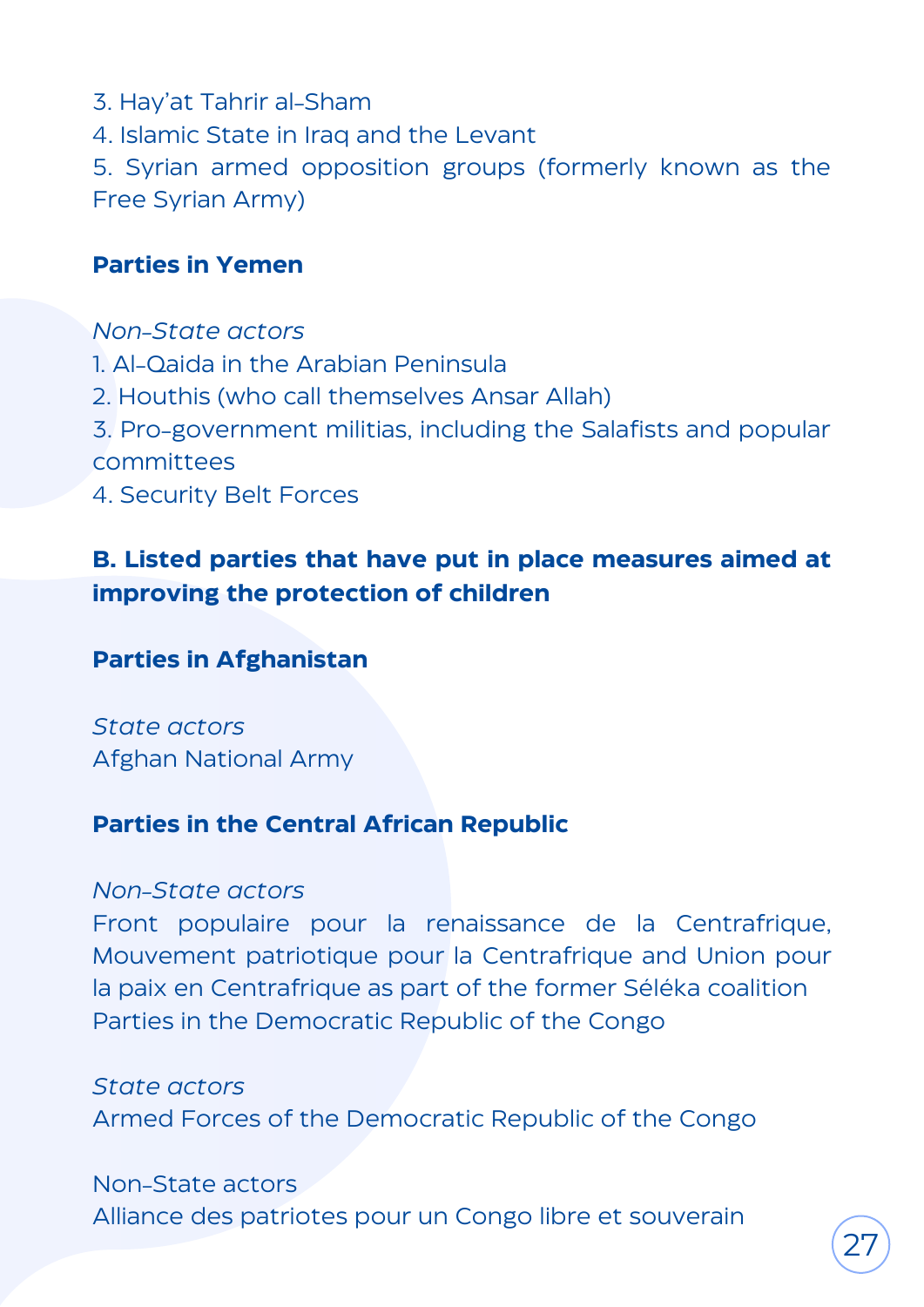3. Hay'at Tahrir al-Sham
4. Islamic State in Iraq and the Levant
5. Syrian armed opposition groups (formerly known as the Free Syrian Army)

**Parties in Yemen**

*Non-State actors*

1. Al-Qaida in the Arabian Peninsula
2. Houthis (who call themselves Ansar Allah)
3. Pro-government militias, including the Salafists and popular committees
4. Security Belt Forces

**B. Listed parties that have put in place measures aimed at improving the protection of children**

**Parties in Afghanistan**

*State actors*
Afghan National Army

**Parties in the Central African Republic**

*Non-State actors*
Front populaire pour la renaissance de la Centrafrique, Mouvement patriotique pour la Centrafrique and Union pour la paix en Centrafrique as part of the former Séléka coalition
Parties in the Democratic Republic of the Congo

*State actors*
Armed Forces of the Democratic Republic of the Congo

Non-State actors
Alliance des patriotes pour un Congo libre et souverain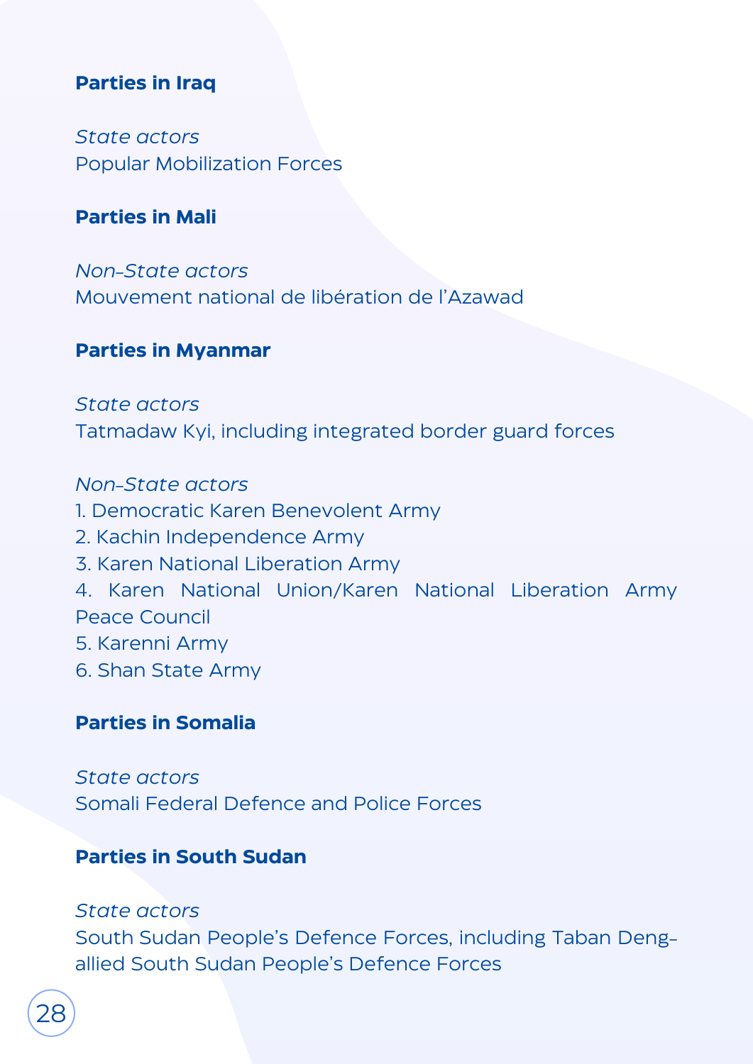### Parties in Iraq

*State actors*
Popular Mobilization Forces

### Parties in Mali

*Non-State actors*
Mouvement national de libération de l'Azawad

### Parties in Myanmar

*State actors*
Tatmadaw Kyi, including integrated border guard forces

*Non-State actors*
1. Democratic Karen Benevolent Army
2. Kachin Independence Army
3. Karen National Liberation Army
4. Karen National Union/Karen National Liberation Army Peace Council
5. Karenni Army
6. Shan State Army

### Parties in Somalia

*State actors*
Somali Federal Defence and Police Forces

### Parties in South Sudan

*State actors*
South Sudan People's Defence Forces, including Taban Deng-allied South Sudan People's Defence Forces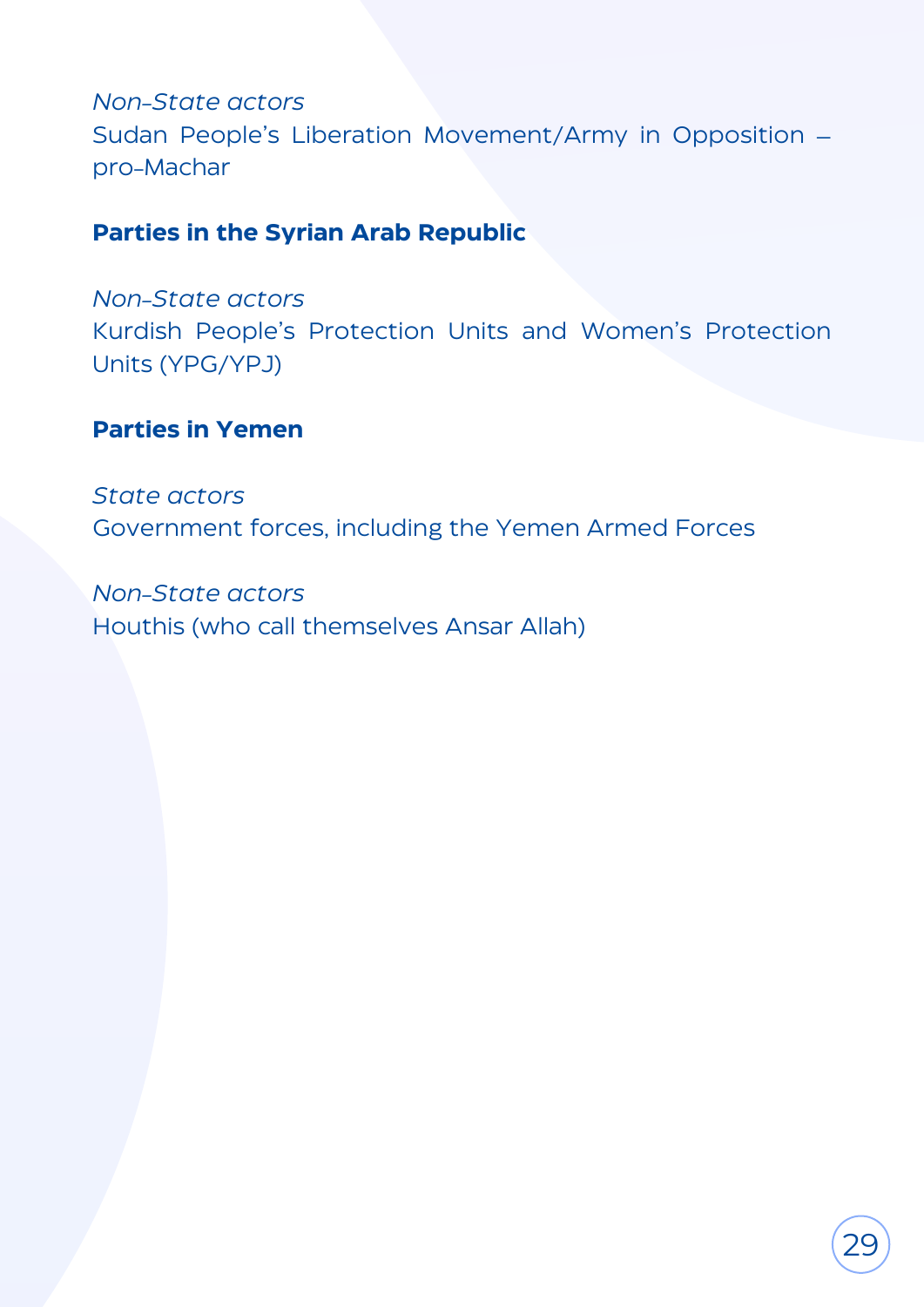*Non-State actors*

Sudan People's Liberation Movement/Army in Opposition – pro-Machar

**Parties in the Syrian Arab Republic**

*Non-State actors*

Kurdish People's Protection Units and Women's Protection Units (YPG/YPJ)

**Parties in Yemen**

*State actors*

Government forces, including the Yemen Armed Forces

*Non-State actors*

Houthis (who call themselves Ansar Allah)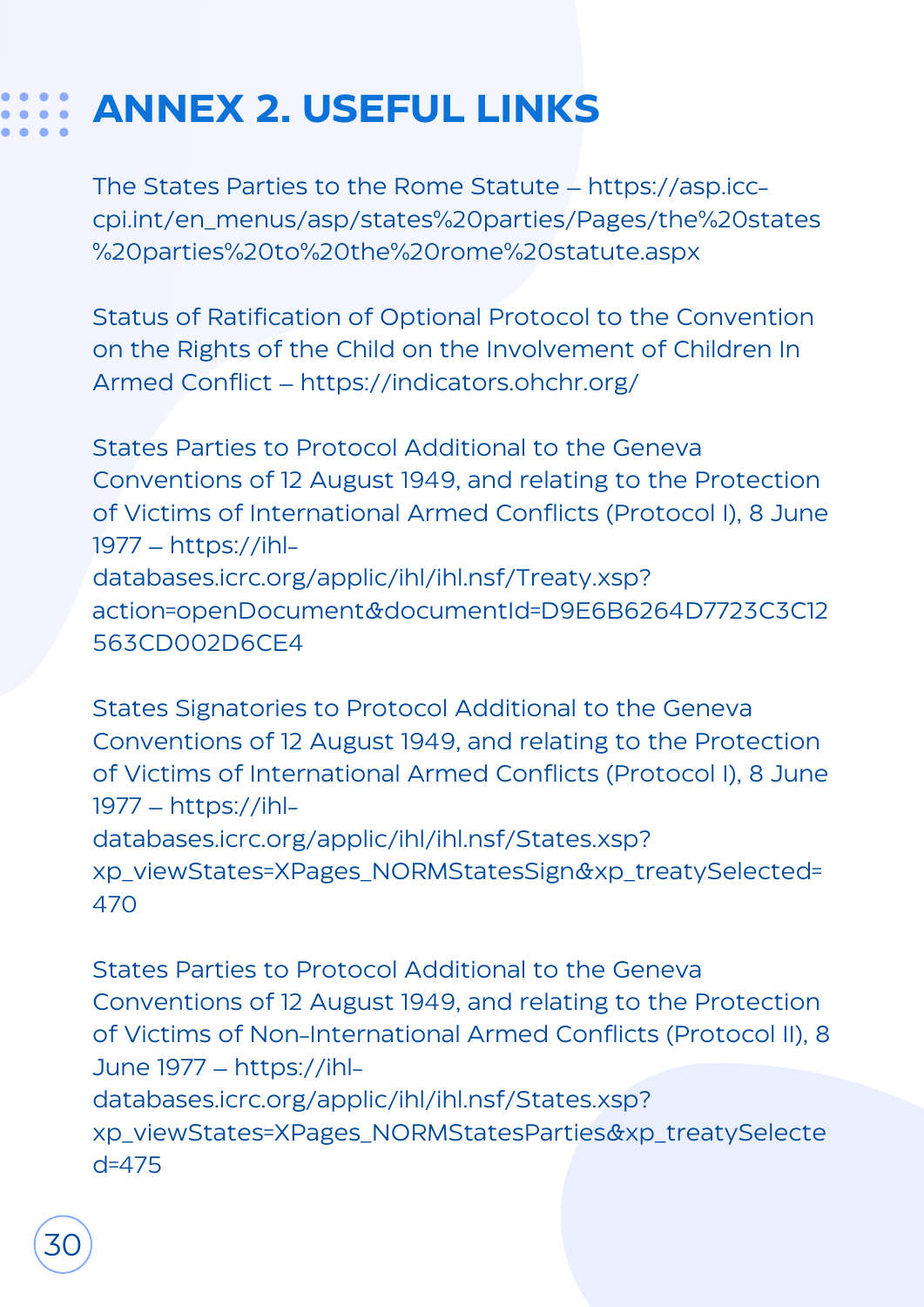# ANNEX 2. USEFUL LINKS

The States Parties to the Rome Statute – https://asp.icc-cpi.int/en_menus/asp/states%20parties/Pages/the%20states%20parties%20to%20the%20rome%20statute.aspx

Status of Ratification of Optional Protocol to the Convention on the Rights of the Child on the Involvement of Children In Armed Conflict – https://indicators.ohchr.org/

States Parties to Protocol Additional to the Geneva Conventions of 12 August 1949, and relating to the Protection of Victims of International Armed Conflicts (Protocol I), 8 June 1977 – https://ihl-databases.icrc.org/applic/ihl/ihl.nsf/Treaty.xsp?action=openDocument&documentId=D9E6B6264D7723C3C12563CD002D6CE4

States Signatories to Protocol Additional to the Geneva Conventions of 12 August 1949, and relating to the Protection of Victims of International Armed Conflicts (Protocol I), 8 June 1977 – https://ihl-databases.icrc.org/applic/ihl/ihl.nsf/States.xsp?xp_viewStates=XPages_NORMStatesSign&xp_treatySelected=470

States Parties to Protocol Additional to the Geneva Conventions of 12 August 1949, and relating to the Protection of Victims of Non-International Armed Conflicts (Protocol II), 8 June 1977 – https://ihl-databases.icrc.org/applic/ihl/ihl.nsf/States.xsp?xp_viewStates=XPages_NORMStatesParties&xp_treatySelected=475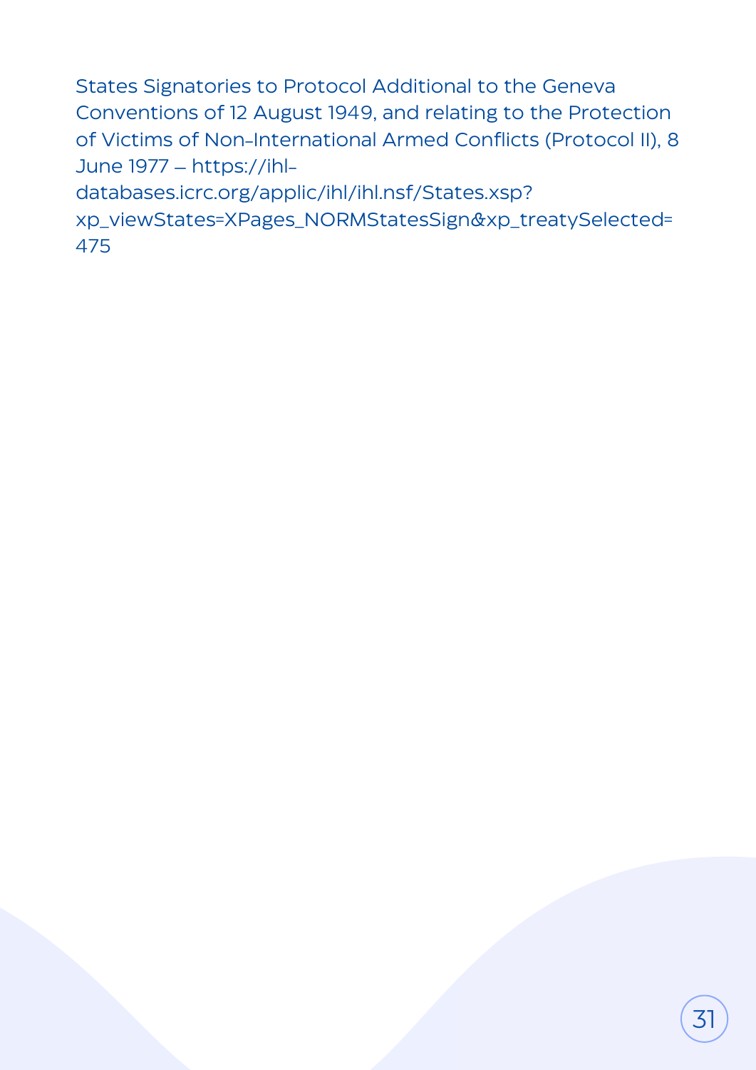States Signatories to Protocol Additional to the Geneva Conventions of 12 August 1949, and relating to the Protection of Victims of Non-International Armed Conflicts (Protocol II), 8 June 1977 – https://ihl-databases.icrc.org/applic/ihl/ihl.nsf/States.xsp?xp_viewStates=XPages_NORMStatesSign&xp_treatySelected=475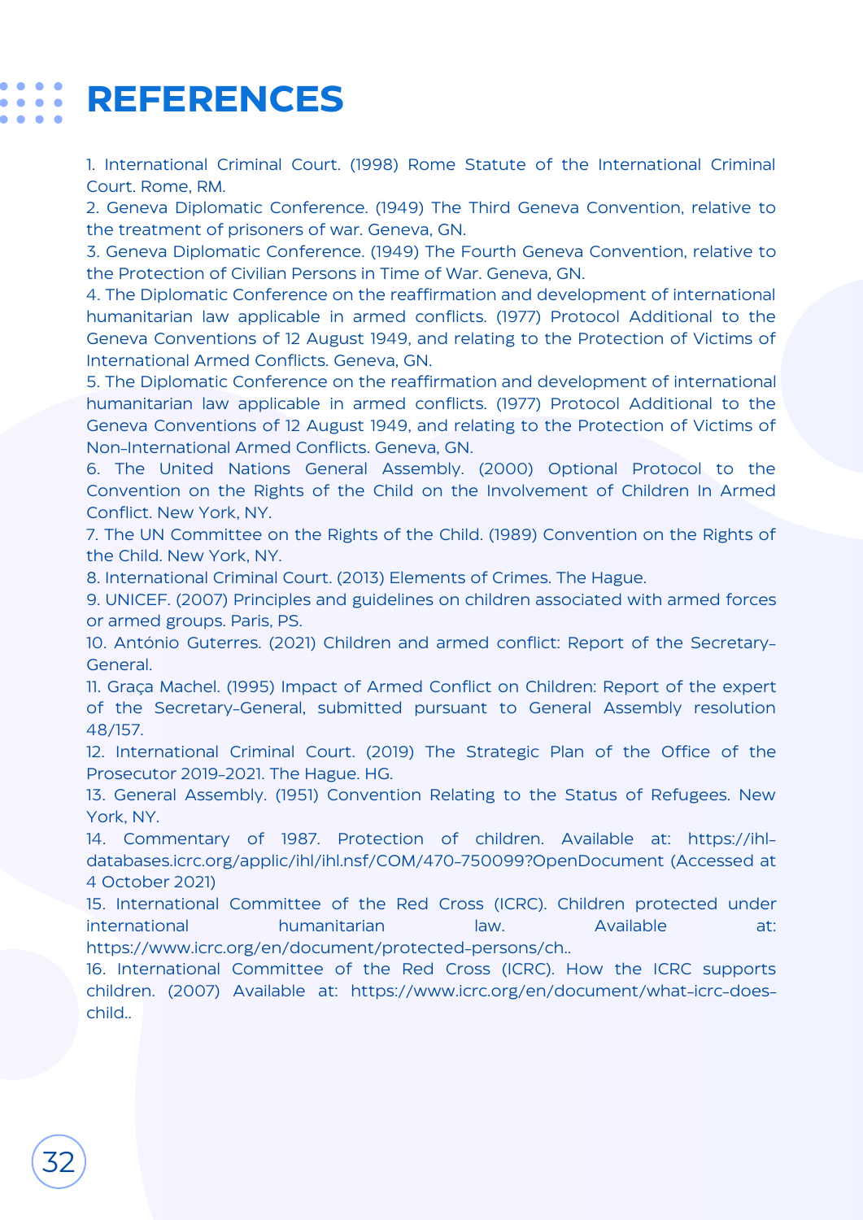# REFERENCES

1. International Criminal Court. (1998) Rome Statute of the International Criminal Court. Rome, RM.
2. Geneva Diplomatic Conference. (1949) The Third Geneva Convention, relative to the treatment of prisoners of war. Geneva, GN.
3. Geneva Diplomatic Conference. (1949) The Fourth Geneva Convention, relative to the Protection of Civilian Persons in Time of War. Geneva, GN.
4. The Diplomatic Conference on the reaffirmation and development of international humanitarian law applicable in armed conflicts. (1977) Protocol Additional to the Geneva Conventions of 12 August 1949, and relating to the Protection of Victims of International Armed Conflicts. Geneva, GN.
5. The Diplomatic Conference on the reaffirmation and development of international humanitarian law applicable in armed conflicts. (1977) Protocol Additional to the Geneva Conventions of 12 August 1949, and relating to the Protection of Victims of Non-International Armed Conflicts. Geneva, GN.
6. The United Nations General Assembly. (2000) Optional Protocol to the Convention on the Rights of the Child on the Involvement of Children In Armed Conflict. New York, NY.
7. The UN Committee on the Rights of the Child. (1989) Convention on the Rights of the Child. New York, NY.
8. International Criminal Court. (2013) Elements of Crimes. The Hague.
9. UNICEF. (2007) Principles and guidelines on children associated with armed forces or armed groups. Paris, PS.
10. António Guterres. (2021) Children and armed conflict: Report of the Secretary-General.
11. Graça Machel. (1995) Impact of Armed Conflict on Children: Report of the expert of the Secretary-General, submitted pursuant to General Assembly resolution 48/157.
12. International Criminal Court. (2019) The Strategic Plan of the Office of the Prosecutor 2019-2021. The Hague. HG.
13. General Assembly. (1951) Convention Relating to the Status of Refugees. New York, NY.
14. Commentary of 1987. Protection of children. Available at: https://ihl-databases.icrc.org/applic/ihl/ihl.nsf/COM/470-750099?OpenDocument (Accessed at 4 October 2021)
15. International Committee of the Red Cross (ICRC). Children protected under international humanitarian law. Available at: https://www.icrc.org/en/document/protected-persons/ch..
16. International Committee of the Red Cross (ICRC). How the ICRC supports children. (2007) Available at: https://www.icrc.org/en/document/what-icrc-does-child..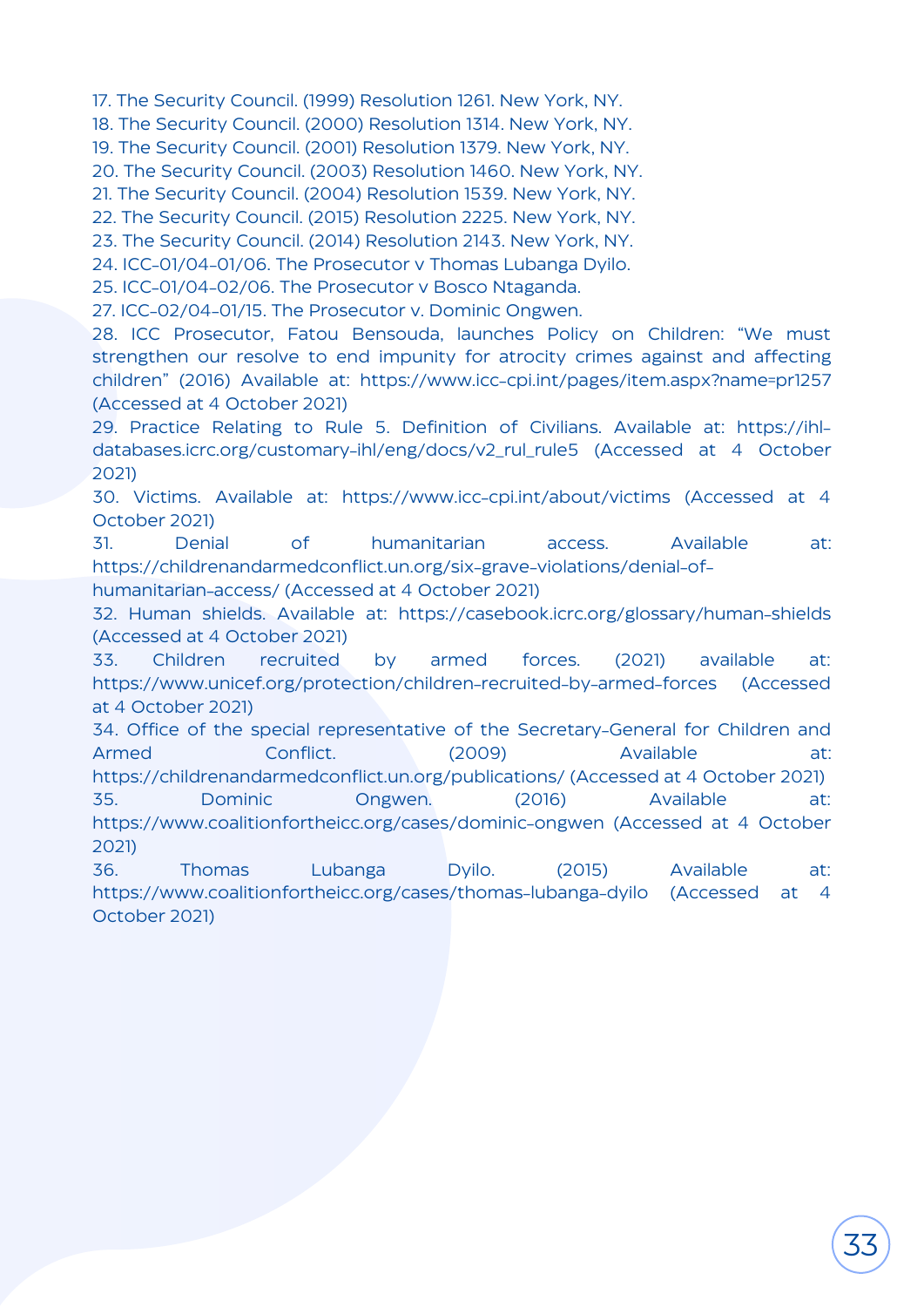17. The Security Council. (1999) Resolution 1261. New York, NY.
18. The Security Council. (2000) Resolution 1314. New York, NY.
19. The Security Council. (2001) Resolution 1379. New York, NY.
20. The Security Council. (2003) Resolution 1460. New York, NY.
21. The Security Council. (2004) Resolution 1539. New York, NY.
22. The Security Council. (2015) Resolution 2225. New York, NY.
23. The Security Council. (2014) Resolution 2143. New York, NY.
24. ICC-01/04-01/06. The Prosecutor v Thomas Lubanga Dyilo.
25. ICC-01/04-02/06. The Prosecutor v Bosco Ntaganda.
27. ICC-02/04-01/15. The Prosecutor v. Dominic Ongwen.
28. ICC Prosecutor, Fatou Bensouda, launches Policy on Children: "We must strengthen our resolve to end impunity for atrocity crimes against and affecting children" (2016) Available at: https://www.icc-cpi.int/pages/item.aspx?name=pr1257 (Accessed at 4 October 2021)
29. Practice Relating to Rule 5. Definition of Civilians. Available at: https://ihl-databases.icrc.org/customary-ihl/eng/docs/v2_rul_rule5 (Accessed at 4 October 2021)
30. Victims. Available at: https://www.icc-cpi.int/about/victims (Accessed at 4 October 2021)
31. Denial of humanitarian access. Available at: https://childrenandarmedconflict.un.org/six-grave-violations/denial-of-humanitarian-access/ (Accessed at 4 October 2021)
32. Human shields. Available at: https://casebook.icrc.org/glossary/human-shields (Accessed at 4 October 2021)
33. Children recruited by armed forces. (2021) available at: https://www.unicef.org/protection/children-recruited-by-armed-forces (Accessed at 4 October 2021)
34. Office of the special representative of the Secretary-General for Children and Armed Conflict. (2009) Available at: https://childrenandarmedconflict.un.org/publications/ (Accessed at 4 October 2021)
35. Dominic Ongwen. (2016) Available at: https://www.coalitionfortheicc.org/cases/dominic-ongwen (Accessed at 4 October 2021)
36. Thomas Lubanga Dyilo. (2015) Available at: https://www.coalitionfortheicc.org/cases/thomas-lubanga-dyilo (Accessed at 4 October 2021)